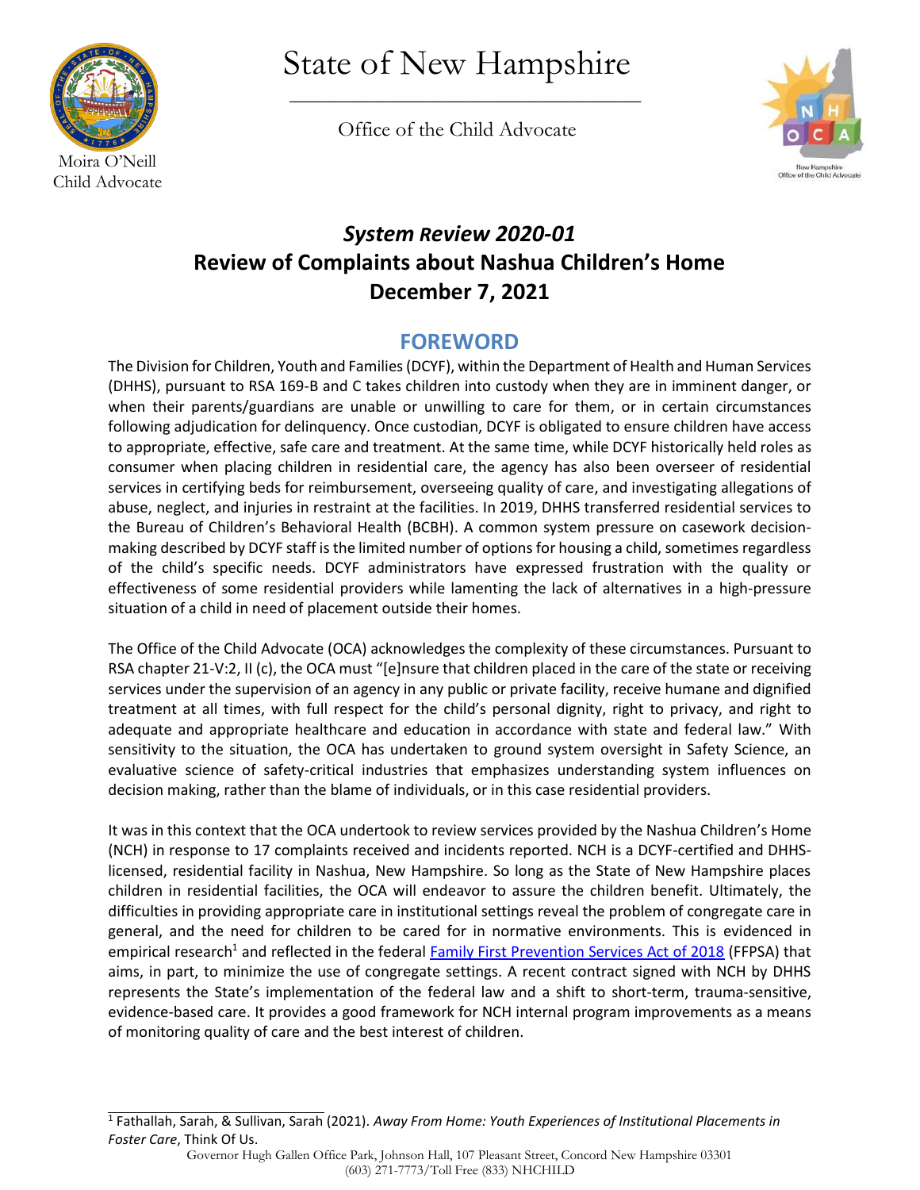Moira O'Neill
Child Advocate

# State of New Hampshire

Office of the Child Advocate

## *System Review 2020-01*
## Review of Complaints about Nashua Children's Home
## December 7, 2021

## FOREWORD

The Division for Children, Youth and Families (DCYF), within the Department of Health and Human Services (DHHS), pursuant to RSA 169-B and C takes children into custody when they are in imminent danger, or when their parents/guardians are unable or unwilling to care for them, or in certain circumstances following adjudication for delinquency. Once custodian, DCYF is obligated to ensure children have access to appropriate, effective, safe care and treatment. At the same time, while DCYF historically held roles as consumer when placing children in residential care, the agency has also been overseer of residential services in certifying beds for reimbursement, overseeing quality of care, and investigating allegations of abuse, neglect, and injuries in restraint at the facilities. In 2019, DHHS transferred residential services to the Bureau of Children's Behavioral Health (BCBH). A common system pressure on casework decision-making described by DCYF staff is the limited number of options for housing a child, sometimes regardless of the child's specific needs. DCYF administrators have expressed frustration with the quality or effectiveness of some residential providers while lamenting the lack of alternatives in a high-pressure situation of a child in need of placement outside their homes.

The Office of the Child Advocate (OCA) acknowledges the complexity of these circumstances. Pursuant to RSA chapter 21-V:2, II (c), the OCA must "[e]nsure that children placed in the care of the state or receiving services under the supervision of an agency in any public or private facility, receive humane and dignified treatment at all times, with full respect for the child's personal dignity, right to privacy, and right to adequate and appropriate healthcare and education in accordance with state and federal law." With sensitivity to the situation, the OCA has undertaken to ground system oversight in Safety Science, an evaluative science of safety-critical industries that emphasizes understanding system influences on decision making, rather than the blame of individuals, or in this case residential providers.

It was in this context that the OCA undertook to review services provided by the Nashua Children's Home (NCH) in response to 17 complaints received and incidents reported. NCH is a DCYF-certified and DHHS-licensed, residential facility in Nashua, New Hampshire. So long as the State of New Hampshire places children in residential facilities, the OCA will endeavor to assure the children benefit. Ultimately, the difficulties in providing appropriate care in institutional settings reveal the problem of congregate care in general, and the need for children to be cared for in normative environments. This is evidenced in empirical research[1] and reflected in the federal Family First Prevention Services Act of 2018 (FFPSA) that aims, in part, to minimize the use of congregate settings. A recent contract signed with NCH by DHHS represents the State's implementation of the federal law and a shift to short-term, trauma-sensitive, evidence-based care. It provides a good framework for NCH internal program improvements as a means of monitoring quality of care and the best interest of children.

---

[1] Fathallah, Sarah, & Sullivan, Sarah (2021). *Away From Home: Youth Experiences of Institutional Placements in Foster Care*, Think Of Us.

Governor Hugh Gallen Office Park, Johnson Hall, 107 Pleasant Street, Concord New Hampshire 03301
(603) 271-7773/Toll Free (833) NHCHILD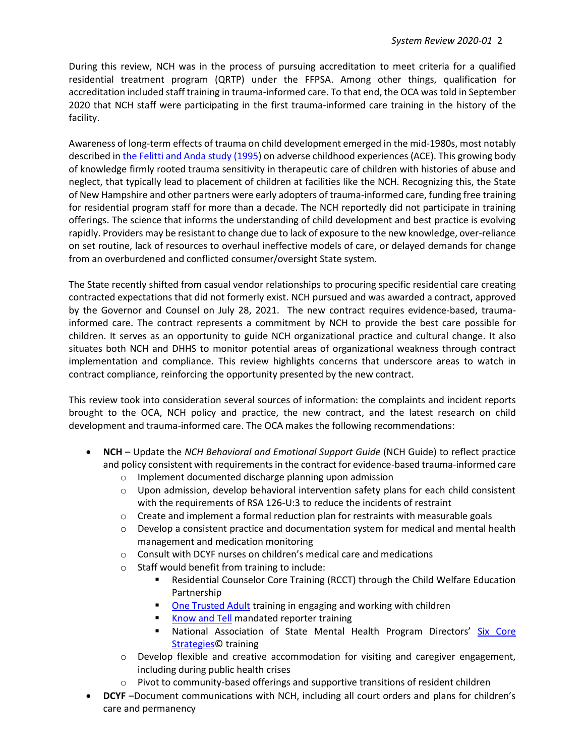During this review, NCH was in the process of pursuing accreditation to meet criteria for a qualified residential treatment program (QRTP) under the FFPSA. Among other things, qualification for accreditation included staff training in trauma-informed care. To that end, the OCA was told in September 2020 that NCH staff were participating in the first trauma-informed care training in the history of the facility.

Awareness of long-term effects of trauma on child development emerged in the mid-1980s, most notably described in the Felitti and Anda study (1995) on adverse childhood experiences (ACE). This growing body of knowledge firmly rooted trauma sensitivity in therapeutic care of children with histories of abuse and neglect, that typically lead to placement of children at facilities like the NCH. Recognizing this, the State of New Hampshire and other partners were early adopters of trauma-informed care, funding free training for residential program staff for more than a decade. The NCH reportedly did not participate in training offerings. The science that informs the understanding of child development and best practice is evolving rapidly. Providers may be resistant to change due to lack of exposure to the new knowledge, over-reliance on set routine, lack of resources to overhaul ineffective models of care, or delayed demands for change from an overburdened and conflicted consumer/oversight State system.

The State recently shifted from casual vendor relationships to procuring specific residential care creating contracted expectations that did not formerly exist. NCH pursued and was awarded a contract, approved by the Governor and Counsel on July 28, 2021. The new contract requires evidence-based, trauma-informed care. The contract represents a commitment by NCH to provide the best care possible for children. It serves as an opportunity to guide NCH organizational practice and cultural change. It also situates both NCH and DHHS to monitor potential areas of organizational weakness through contract implementation and compliance. This review highlights concerns that underscore areas to watch in contract compliance, reinforcing the opportunity presented by the new contract.

This review took into consideration several sources of information: the complaints and incident reports brought to the OCA, NCH policy and practice, the new contract, and the latest research on child development and trauma-informed care. The OCA makes the following recommendations:

- **NCH** – Update the *NCH Behavioral and Emotional Support Guide* (NCH Guide) to reflect practice and policy consistent with requirements in the contract for evidence-based trauma-informed care
  - Implement documented discharge planning upon admission
  - Upon admission, develop behavioral intervention safety plans for each child consistent with the requirements of RSA 126-U:3 to reduce the incidents of restraint
  - Create and implement a formal reduction plan for restraints with measurable goals
  - Develop a consistent practice and documentation system for medical and mental health management and medication monitoring
  - Consult with DCYF nurses on children's medical care and medications
  - Staff would benefit from training to include:
    - Residential Counselor Core Training (RCCT) through the Child Welfare Education Partnership
    - One Trusted Adult training in engaging and working with children
    - Know and Tell mandated reporter training
    - National Association of State Mental Health Program Directors' Six Core Strategies© training
  - Develop flexible and creative accommodation for visiting and caregiver engagement, including during public health crises
  - Pivot to community-based offerings and supportive transitions of resident children
- **DCYF** –Document communications with NCH, including all court orders and plans for children's care and permanency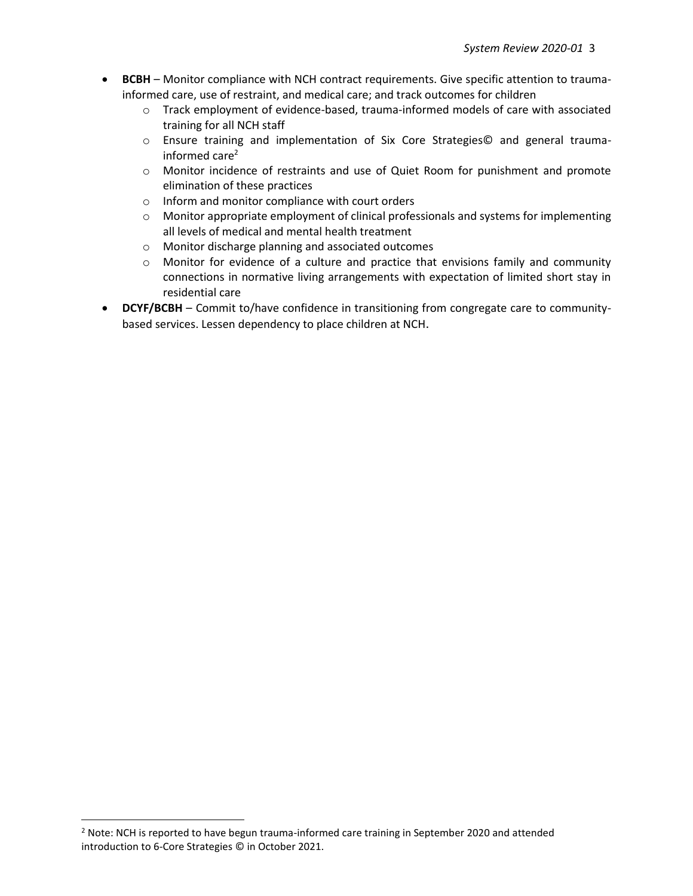- **BCBH** – Monitor compliance with NCH contract requirements. Give specific attention to trauma-informed care, use of restraint, and medical care; and track outcomes for children
  - Track employment of evidence-based, trauma-informed models of care with associated training for all NCH staff
  - Ensure training and implementation of Six Core Strategies© and general trauma-informed care[2]
  - Monitor incidence of restraints and use of Quiet Room for punishment and promote elimination of these practices
  - Inform and monitor compliance with court orders
  - Monitor appropriate employment of clinical professionals and systems for implementing all levels of medical and mental health treatment
  - Monitor discharge planning and associated outcomes
  - Monitor for evidence of a culture and practice that envisions family and community connections in normative living arrangements with expectation of limited short stay in residential care
- **DCYF/BCBH** – Commit to/have confidence in transitioning from congregate care to community-based services. Lessen dependency to place children at NCH.

[2] Note: NCH is reported to have begun trauma-informed care training in September 2020 and attended introduction to 6-Core Strategies © in October 2021.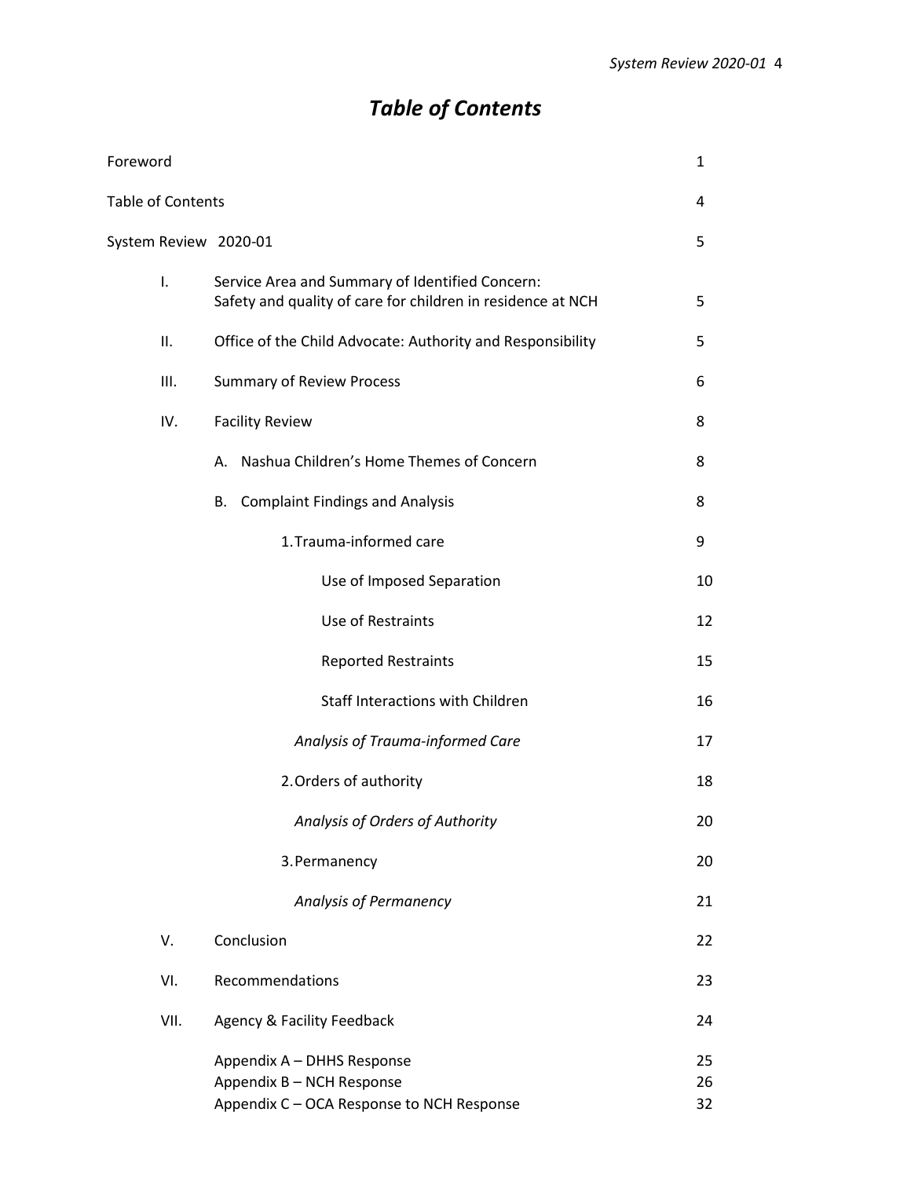# *Table of Contents*

| | |
|---|---|
| Foreword | 1 |
| Table of Contents | 4 |
| System Review 2020-01 | 5 |
| I. Service Area and Summary of Identified Concern: Safety and quality of care for children in residence at NCH | 5 |
| II. Office of the Child Advocate: Authority and Responsibility | 5 |
| III. Summary of Review Process | 6 |
| IV. Facility Review | 8 |
| A. Nashua Children's Home Themes of Concern | 8 |
| B. Complaint Findings and Analysis | 8 |
| 1. Trauma-informed care | 9 |
| Use of Imposed Separation | 10 |
| Use of Restraints | 12 |
| Reported Restraints | 15 |
| Staff Interactions with Children | 16 |
| *Analysis of Trauma-informed Care* | 17 |
| 2. Orders of authority | 18 |
| *Analysis of Orders of Authority* | 20 |
| 3. Permanency | 20 |
| *Analysis of Permanency* | 21 |
| V. Conclusion | 22 |
| VI. Recommendations | 23 |
| VII. Agency & Facility Feedback | 24 |
| Appendix A – DHHS Response | 25 |
| Appendix B – NCH Response | 26 |
| Appendix C – OCA Response to NCH Response | 32 |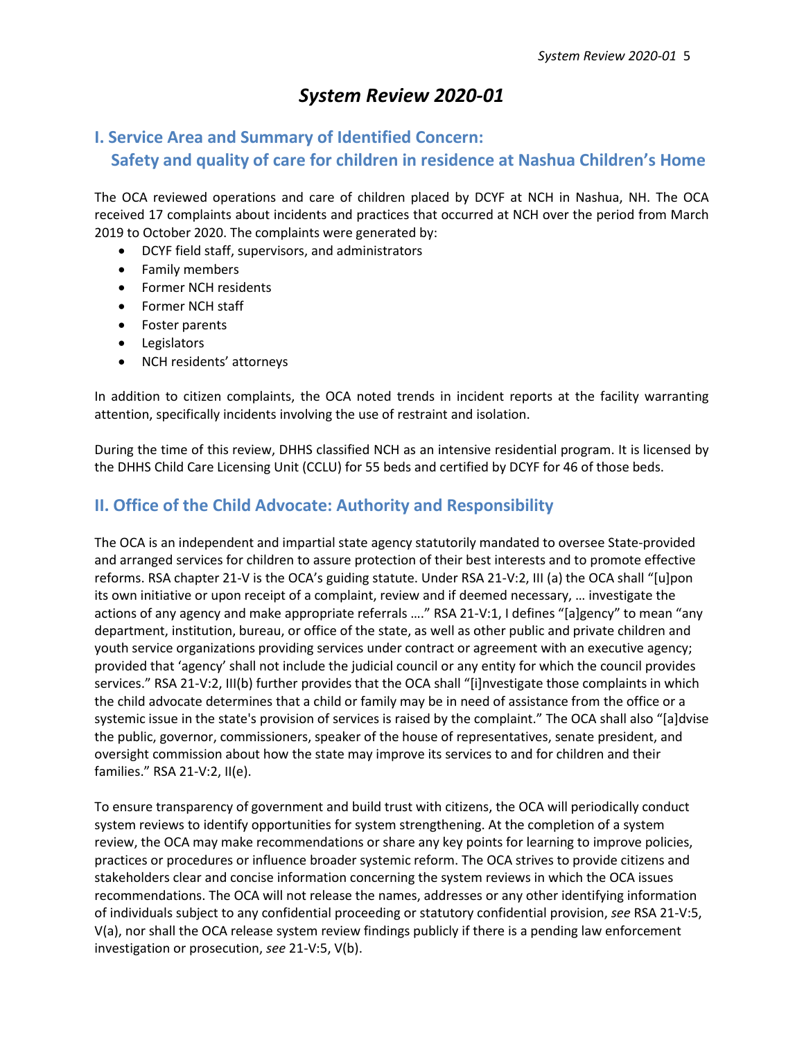# *System Review 2020-01*

## I. Service Area and Summary of Identified Concern: Safety and quality of care for children in residence at Nashua Children's Home

The OCA reviewed operations and care of children placed by DCYF at NCH in Nashua, NH. The OCA received 17 complaints about incidents and practices that occurred at NCH over the period from March 2019 to October 2020. The complaints were generated by:

- DCYF field staff, supervisors, and administrators
- Family members
- Former NCH residents
- Former NCH staff
- Foster parents
- Legislators
- NCH residents' attorneys

In addition to citizen complaints, the OCA noted trends in incident reports at the facility warranting attention, specifically incidents involving the use of restraint and isolation.

During the time of this review, DHHS classified NCH as an intensive residential program. It is licensed by the DHHS Child Care Licensing Unit (CCLU) for 55 beds and certified by DCYF for 46 of those beds.

## II. Office of the Child Advocate: Authority and Responsibility

The OCA is an independent and impartial state agency statutorily mandated to oversee State-provided and arranged services for children to assure protection of their best interests and to promote effective reforms. RSA chapter 21-V is the OCA's guiding statute. Under RSA 21-V:2, III (a) the OCA shall "[u]pon its own initiative or upon receipt of a complaint, review and if deemed necessary, … investigate the actions of any agency and make appropriate referrals …." RSA 21-V:1, I defines "[a]gency" to mean "any department, institution, bureau, or office of the state, as well as other public and private children and youth service organizations providing services under contract or agreement with an executive agency; provided that 'agency' shall not include the judicial council or any entity for which the council provides services." RSA 21-V:2, III(b) further provides that the OCA shall "[i]nvestigate those complaints in which the child advocate determines that a child or family may be in need of assistance from the office or a systemic issue in the state's provision of services is raised by the complaint." The OCA shall also "[a]dvise the public, governor, commissioners, speaker of the house of representatives, senate president, and oversight commission about how the state may improve its services to and for children and their families." RSA 21-V:2, II(e).

To ensure transparency of government and build trust with citizens, the OCA will periodically conduct system reviews to identify opportunities for system strengthening. At the completion of a system review, the OCA may make recommendations or share any key points for learning to improve policies, practices or procedures or influence broader systemic reform. The OCA strives to provide citizens and stakeholders clear and concise information concerning the system reviews in which the OCA issues recommendations. The OCA will not release the names, addresses or any other identifying information of individuals subject to any confidential proceeding or statutory confidential provision, *see* RSA 21-V:5, V(a), nor shall the OCA release system review findings publicly if there is a pending law enforcement investigation or prosecution, *see* 21-V:5, V(b).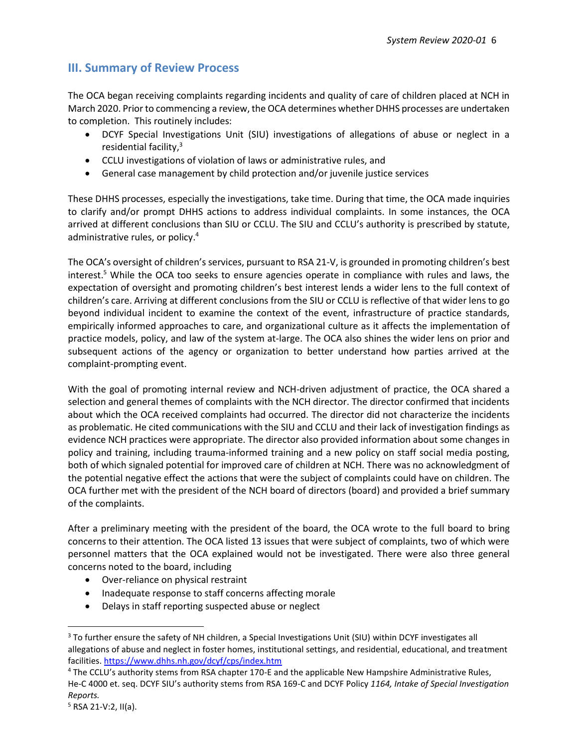## III. Summary of Review Process

The OCA began receiving complaints regarding incidents and quality of care of children placed at NCH in March 2020. Prior to commencing a review, the OCA determines whether DHHS processes are undertaken to completion. This routinely includes:

- DCYF Special Investigations Unit (SIU) investigations of allegations of abuse or neglect in a residential facility,[3]
- CCLU investigations of violation of laws or administrative rules, and
- General case management by child protection and/or juvenile justice services

These DHHS processes, especially the investigations, take time. During that time, the OCA made inquiries to clarify and/or prompt DHHS actions to address individual complaints. In some instances, the OCA arrived at different conclusions than SIU or CCLU. The SIU and CCLU's authority is prescribed by statute, administrative rules, or policy.[4]

The OCA's oversight of children's services, pursuant to RSA 21-V, is grounded in promoting children's best interest.[5] While the OCA too seeks to ensure agencies operate in compliance with rules and laws, the expectation of oversight and promoting children's best interest lends a wider lens to the full context of children's care. Arriving at different conclusions from the SIU or CCLU is reflective of that wider lens to go beyond individual incident to examine the context of the event, infrastructure of practice standards, empirically informed approaches to care, and organizational culture as it affects the implementation of practice models, policy, and law of the system at-large. The OCA also shines the wider lens on prior and subsequent actions of the agency or organization to better understand how parties arrived at the complaint-prompting event.

With the goal of promoting internal review and NCH-driven adjustment of practice, the OCA shared a selection and general themes of complaints with the NCH director. The director confirmed that incidents about which the OCA received complaints had occurred. The director did not characterize the incidents as problematic. He cited communications with the SIU and CCLU and their lack of investigation findings as evidence NCH practices were appropriate. The director also provided information about some changes in policy and training, including trauma-informed training and a new policy on staff social media posting, both of which signaled potential for improved care of children at NCH. There was no acknowledgment of the potential negative effect the actions that were the subject of complaints could have on children. The OCA further met with the president of the NCH board of directors (board) and provided a brief summary of the complaints.

After a preliminary meeting with the president of the board, the OCA wrote to the full board to bring concerns to their attention. The OCA listed 13 issues that were subject of complaints, two of which were personnel matters that the OCA explained would not be investigated. There were also three general concerns noted to the board, including

- Over-reliance on physical restraint
- Inadequate response to staff concerns affecting morale
- Delays in staff reporting suspected abuse or neglect

---

[3] To further ensure the safety of NH children, a Special Investigations Unit (SIU) within DCYF investigates all allegations of abuse and neglect in foster homes, institutional settings, and residential, educational, and treatment facilities. https://www.dhhs.nh.gov/dcyf/cps/index.htm

[4] The CCLU's authority stems from RSA chapter 170-E and the applicable New Hampshire Administrative Rules, He-C 4000 et. seq. DCYF SIU's authority stems from RSA 169-C and DCYF Policy *1164, Intake of Special Investigation Reports.*

[5] RSA 21-V:2, II(a).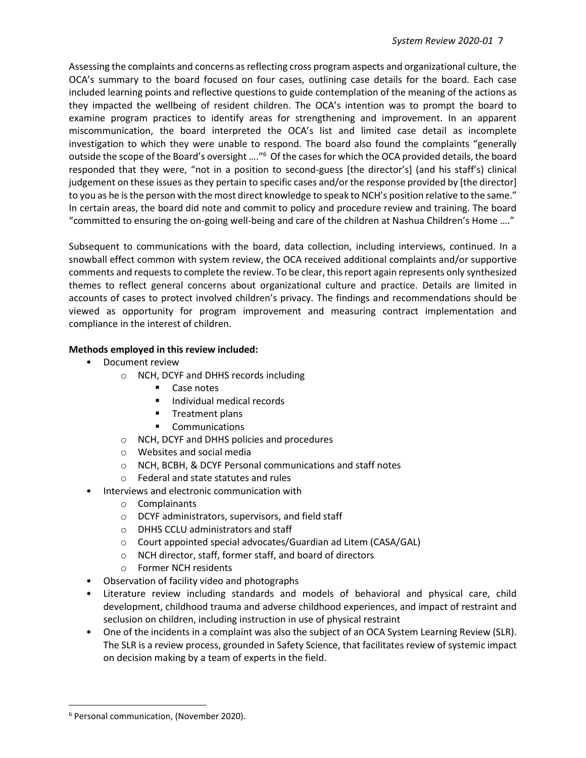Assessing the complaints and concerns as reflecting cross program aspects and organizational culture, the OCA's summary to the board focused on four cases, outlining case details for the board. Each case included learning points and reflective questions to guide contemplation of the meaning of the actions as they impacted the wellbeing of resident children. The OCA's intention was to prompt the board to examine program practices to identify areas for strengthening and improvement. In an apparent miscommunication, the board interpreted the OCA's list and limited case detail as incomplete investigation to which they were unable to respond. The board also found the complaints "generally outside the scope of the Board's oversight …."[6] Of the cases for which the OCA provided details, the board responded that they were, "not in a position to second-guess [the director's] (and his staff's) clinical judgement on these issues as they pertain to specific cases and/or the response provided by [the director] to you as he is the person with the most direct knowledge to speak to NCH's position relative to the same." In certain areas, the board did note and commit to policy and procedure review and training. The board "committed to ensuring the on-going well-being and care of the children at Nashua Children's Home …."

Subsequent to communications with the board, data collection, including interviews, continued. In a snowball effect common with system review, the OCA received additional complaints and/or supportive comments and requests to complete the review. To be clear, this report again represents only synthesized themes to reflect general concerns about organizational culture and practice. Details are limited in accounts of cases to protect involved children's privacy. The findings and recommendations should be viewed as opportunity for program improvement and measuring contract implementation and compliance in the interest of children.

**Methods employed in this review included:**

- Document review
  - NCH, DCYF and DHHS records including
    - Case notes
    - Individual medical records
    - Treatment plans
    - Communications
  - NCH, DCYF and DHHS policies and procedures
  - Websites and social media
  - NCH, BCBH, & DCYF Personal communications and staff notes
  - Federal and state statutes and rules
- Interviews and electronic communication with
  - Complainants
  - DCYF administrators, supervisors, and field staff
  - DHHS CCLU administrators and staff
  - Court appointed special advocates/Guardian ad Litem (CASA/GAL)
  - NCH director, staff, former staff, and board of directors
  - Former NCH residents
- Observation of facility video and photographs
- Literature review including standards and models of behavioral and physical care, child development, childhood trauma and adverse childhood experiences, and impact of restraint and seclusion on children, including instruction in use of physical restraint
- One of the incidents in a complaint was also the subject of an OCA System Learning Review (SLR). The SLR is a review process, grounded in Safety Science, that facilitates review of systemic impact on decision making by a team of experts in the field.

[6] Personal communication, (November 2020).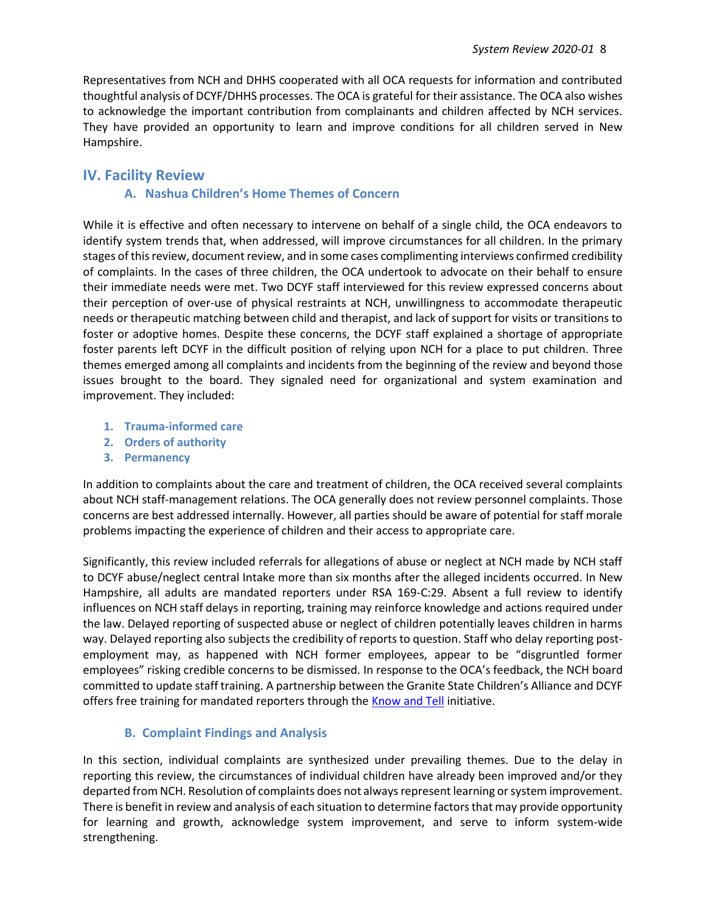Representatives from NCH and DHHS cooperated with all OCA requests for information and contributed thoughtful analysis of DCYF/DHHS processes. The OCA is grateful for their assistance. The OCA also wishes to acknowledge the important contribution from complainants and children affected by NCH services. They have provided an opportunity to learn and improve conditions for all children served in New Hampshire.

## IV. Facility Review

### A. Nashua Children's Home Themes of Concern

While it is effective and often necessary to intervene on behalf of a single child, the OCA endeavors to identify system trends that, when addressed, will improve circumstances for all children. In the primary stages of this review, document review, and in some cases complimenting interviews confirmed credibility of complaints. In the cases of three children, the OCA undertook to advocate on their behalf to ensure their immediate needs were met. Two DCYF staff interviewed for this review expressed concerns about their perception of over-use of physical restraints at NCH, unwillingness to accommodate therapeutic needs or therapeutic matching between child and therapist, and lack of support for visits or transitions to foster or adoptive homes. Despite these concerns, the DCYF staff explained a shortage of appropriate foster parents left DCYF in the difficult position of relying upon NCH for a place to put children. Three themes emerged among all complaints and incidents from the beginning of the review and beyond those issues brought to the board. They signaled need for organizational and system examination and improvement. They included:

1. **Trauma-informed care**
2. **Orders of authority**
3. **Permanency**

In addition to complaints about the care and treatment of children, the OCA received several complaints about NCH staff-management relations. The OCA generally does not review personnel complaints. Those concerns are best addressed internally. However, all parties should be aware of potential for staff morale problems impacting the experience of children and their access to appropriate care.

Significantly, this review included referrals for allegations of abuse or neglect at NCH made by NCH staff to DCYF abuse/neglect central Intake more than six months after the alleged incidents occurred. In New Hampshire, all adults are mandated reporters under RSA 169-C:29. Absent a full review to identify influences on NCH staff delays in reporting, training may reinforce knowledge and actions required under the law. Delayed reporting of suspected abuse or neglect of children potentially leaves children in harms way. Delayed reporting also subjects the credibility of reports to question. Staff who delay reporting post-employment may, as happened with NCH former employees, appear to be "disgruntled former employees" risking credible concerns to be dismissed. In response to the OCA's feedback, the NCH board committed to update staff training. A partnership between the Granite State Children's Alliance and DCYF offers free training for mandated reporters through the Know and Tell initiative.

### B. Complaint Findings and Analysis

In this section, individual complaints are synthesized under prevailing themes. Due to the delay in reporting this review, the circumstances of individual children have already been improved and/or they departed from NCH. Resolution of complaints does not always represent learning or system improvement. There is benefit in review and analysis of each situation to determine factors that may provide opportunity for learning and growth, acknowledge system improvement, and serve to inform system-wide strengthening.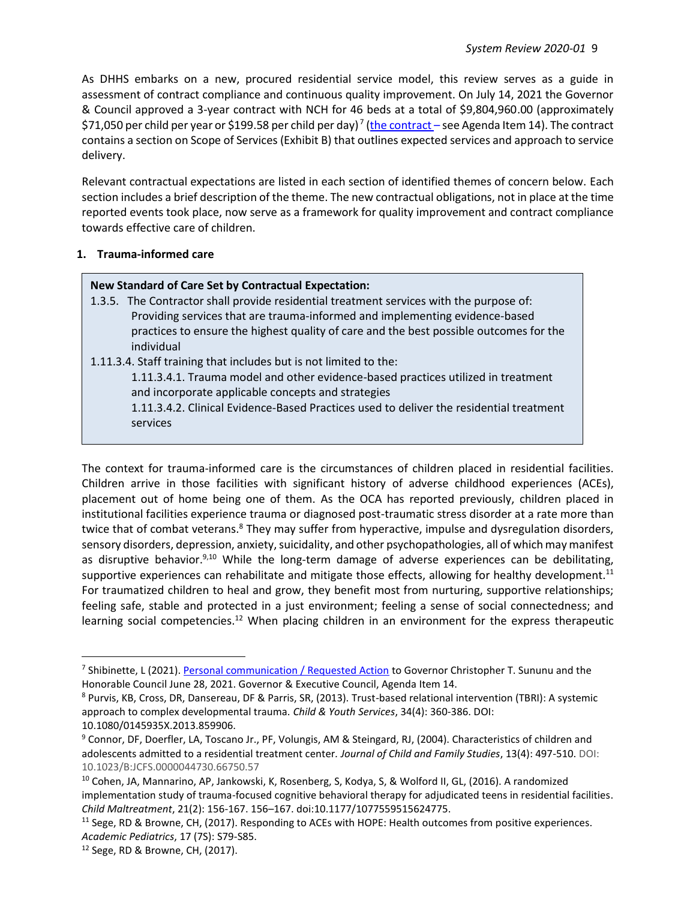As DHHS embarks on a new, procured residential service model, this review serves as a guide in assessment of contract compliance and continuous quality improvement. On July 14, 2021 the Governor & Council approved a 3-year contract with NCH for 46 beds at a total of $9,804,960.00 (approximately $71,050 per child per year or $199.58 per child per day)[7] (the contract – see Agenda Item 14). The contract contains a section on Scope of Services (Exhibit B) that outlines expected services and approach to service delivery.

Relevant contractual expectations are listed in each section of identified themes of concern below. Each section includes a brief description of the theme. The new contractual obligations, not in place at the time reported events took place, now serve as a framework for quality improvement and contract compliance towards effective care of children.

## 1. Trauma-informed care

> **New Standard of Care Set by Contractual Expectation:**
>
> 1.3.5. The Contractor shall provide residential treatment services with the purpose of: Providing services that are trauma-informed and implementing evidence-based practices to ensure the highest quality of care and the best possible outcomes for the individual
>
> 1.11.3.4. Staff training that includes but is not limited to the:
>
> 1.11.3.4.1. Trauma model and other evidence-based practices utilized in treatment and incorporate applicable concepts and strategies
>
> 1.11.3.4.2. Clinical Evidence-Based Practices used to deliver the residential treatment services

The context for trauma-informed care is the circumstances of children placed in residential facilities. Children arrive in those facilities with significant history of adverse childhood experiences (ACEs), placement out of home being one of them. As the OCA has reported previously, children placed in institutional facilities experience trauma or diagnosed post-traumatic stress disorder at a rate more than twice that of combat veterans.[8] They may suffer from hyperactive, impulse and dysregulation disorders, sensory disorders, depression, anxiety, suicidality, and other psychopathologies, all of which may manifest as disruptive behavior.[9,10] While the long-term damage of adverse experiences can be debilitating, supportive experiences can rehabilitate and mitigate those effects, allowing for healthy development.[11] For traumatized children to heal and grow, they benefit most from nurturing, supportive relationships; feeling safe, stable and protected in a just environment; feeling a sense of social connectedness; and learning social competencies.[12] When placing children in an environment for the express therapeutic

---

[7] Shibinette, L (2021). Personal communication / Requested Action to Governor Christopher T. Sununu and the Honorable Council June 28, 2021. Governor & Executive Council, Agenda Item 14.

[8] Purvis, KB, Cross, DR, Dansereau, DF & Parris, SR, (2013). Trust-based relational intervention (TBRI): A systemic approach to complex developmental trauma. *Child & Youth Services*, 34(4): 360-386. DOI: 10.1080/0145935X.2013.859906.

[9] Connor, DF, Doerfler, LA, Toscano Jr., PF, Volungis, AM & Steingard, RJ, (2004). Characteristics of children and adolescents admitted to a residential treatment center. *Journal of Child and Family Studies*, 13(4): 497-510. DOI: 10.1023/B:JCFS.0000044730.66750.57

[10] Cohen, JA, Mannarino, AP, Jankowski, K, Rosenberg, S, Kodya, S, & Wolford II, GL, (2016). A randomized implementation study of trauma-focused cognitive behavioral therapy for adjudicated teens in residential facilities. *Child Maltreatment*, 21(2): 156-167. 156–167. doi:10.1177/1077559515624775.

[11] Sege, RD & Browne, CH, (2017). Responding to ACEs with HOPE: Health outcomes from positive experiences. *Academic Pediatrics*, 17 (7S): S79-S85.

[12] Sege, RD & Browne, CH, (2017).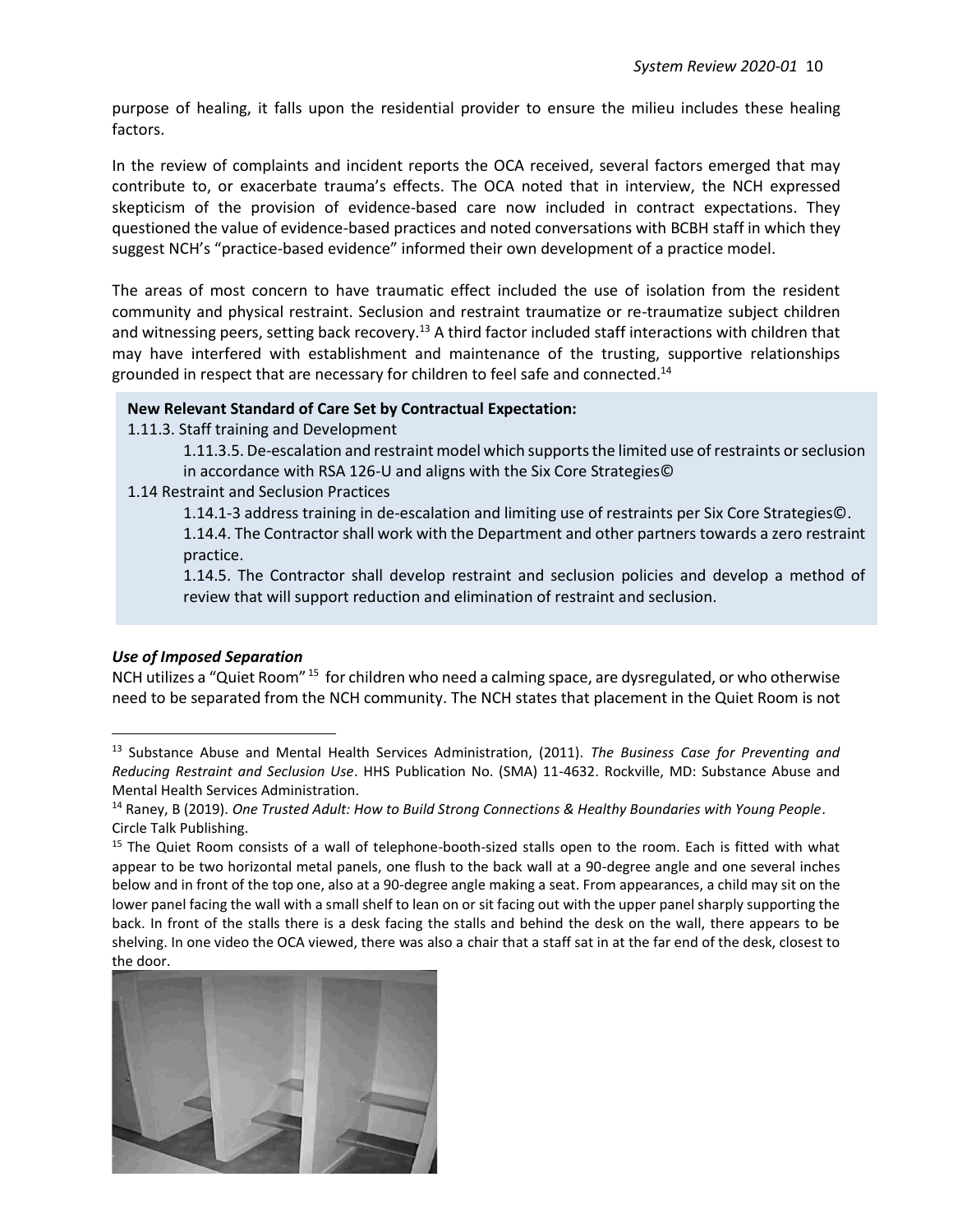purpose of healing, it falls upon the residential provider to ensure the milieu includes these healing factors.

In the review of complaints and incident reports the OCA received, several factors emerged that may contribute to, or exacerbate trauma's effects. The OCA noted that in interview, the NCH expressed skepticism of the provision of evidence-based care now included in contract expectations. They questioned the value of evidence-based practices and noted conversations with BCBH staff in which they suggest NCH's "practice-based evidence" informed their own development of a practice model.

The areas of most concern to have traumatic effect included the use of isolation from the resident community and physical restraint. Seclusion and restraint traumatize or re-traumatize subject children and witnessing peers, setting back recovery.[13] A third factor included staff interactions with children that may have interfered with establishment and maintenance of the trusting, supportive relationships grounded in respect that are necessary for children to feel safe and connected.[14]

**New Relevant Standard of Care Set by Contractual Expectation:**

1.11.3. Staff training and Development

> 1.11.3.5. De-escalation and restraint model which supports the limited use of restraints or seclusion in accordance with RSA 126-U and aligns with the Six Core Strategies©

1.14 Restraint and Seclusion Practices

> 1.14.1-3 address training in de-escalation and limiting use of restraints per Six Core Strategies©.
>
> 1.14.4. The Contractor shall work with the Department and other partners towards a zero restraint practice.
>
> 1.14.5. The Contractor shall develop restraint and seclusion policies and develop a method of review that will support reduction and elimination of restraint and seclusion.

***Use of Imposed Separation***

NCH utilizes a "Quiet Room"[15] for children who need a calming space, are dysregulated, or who otherwise need to be separated from the NCH community. The NCH states that placement in the Quiet Room is not

---

[13] Substance Abuse and Mental Health Services Administration, (2011). *The Business Case for Preventing and Reducing Restraint and Seclusion Use*. HHS Publication No. (SMA) 11-4632. Rockville, MD: Substance Abuse and Mental Health Services Administration.

[14] Raney, B (2019). *One Trusted Adult: How to Build Strong Connections & Healthy Boundaries with Young People*. Circle Talk Publishing.

[15] The Quiet Room consists of a wall of telephone-booth-sized stalls open to the room. Each is fitted with what appear to be two horizontal metal panels, one flush to the back wall at a 90-degree angle and one several inches below and in front of the top one, also at a 90-degree angle making a seat. From appearances, a child may sit on the lower panel facing the wall with a small shelf to lean on or sit facing out with the upper panel sharply supporting the back. In front of the stalls there is a desk facing the stalls and behind the desk on the wall, there appears to be shelving. In one video the OCA viewed, there was also a chair that a staff sat in at the far end of the desk, closest to the door.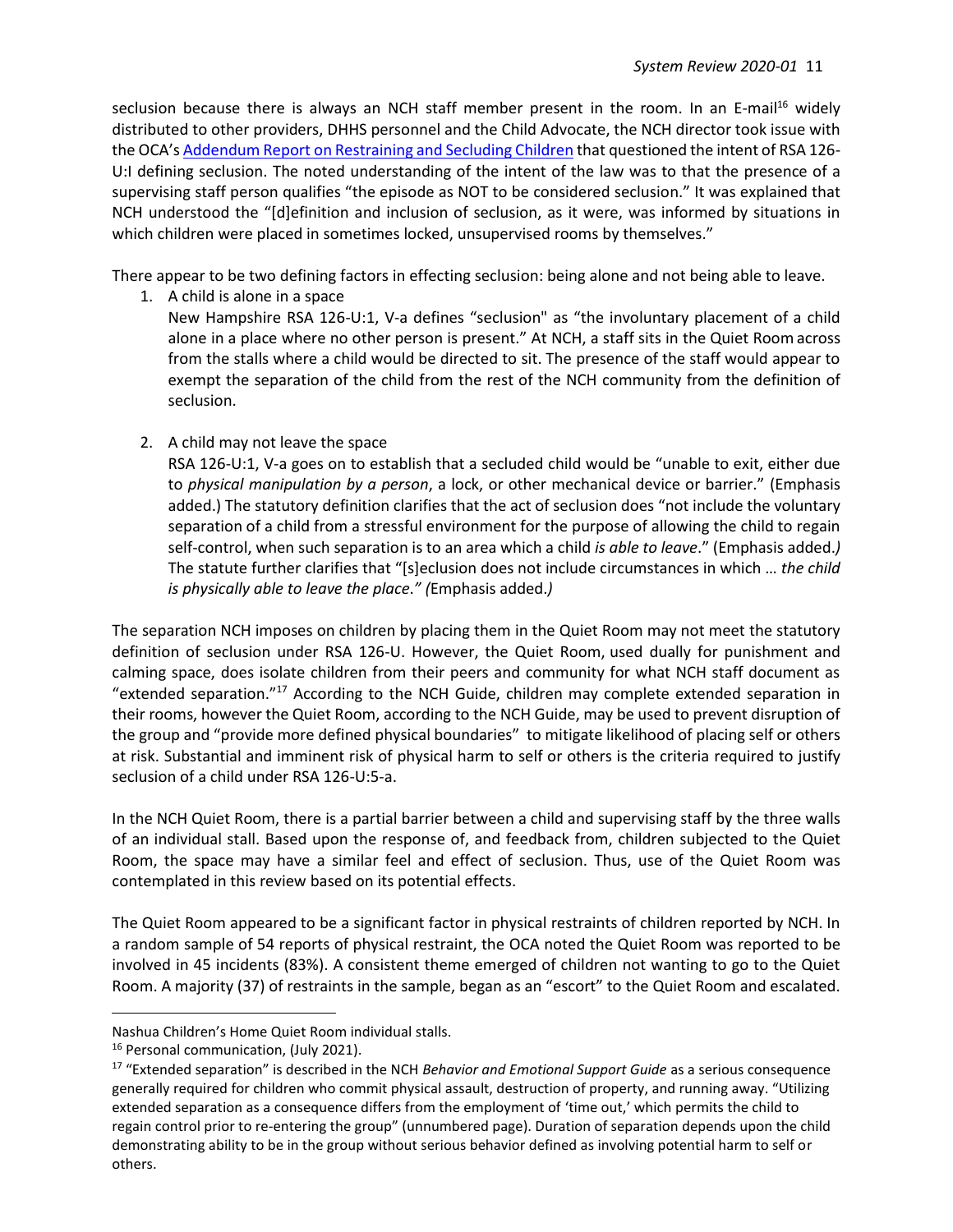seclusion because there is always an NCH staff member present in the room. In an E-mail[16] widely distributed to other providers, DHHS personnel and the Child Advocate, the NCH director took issue with the OCA's Addendum Report on Restraining and Secluding Children that questioned the intent of RSA 126-U:I defining seclusion. The noted understanding of the intent of the law was to that the presence of a supervising staff person qualifies "the episode as NOT to be considered seclusion." It was explained that NCH understood the "[d]efinition and inclusion of seclusion, as it were, was informed by situations in which children were placed in sometimes locked, unsupervised rooms by themselves."

There appear to be two defining factors in effecting seclusion: being alone and not being able to leave.

1. A child is alone in a space
   New Hampshire RSA 126-U:1, V-a defines "seclusion" as "the involuntary placement of a child alone in a place where no other person is present." At NCH, a staff sits in the Quiet Room across from the stalls where a child would be directed to sit. The presence of the staff would appear to exempt the separation of the child from the rest of the NCH community from the definition of seclusion.

2. A child may not leave the space
   RSA 126-U:1, V-a goes on to establish that a secluded child would be "unable to exit, either due to *physical manipulation by a person*, a lock, or other mechanical device or barrier." (Emphasis added.) The statutory definition clarifies that the act of seclusion does "not include the voluntary separation of a child from a stressful environment for the purpose of allowing the child to regain self-control, when such separation is to an area which a child *is able to leave*." (Emphasis added.) The statute further clarifies that "[s]eclusion does not include circumstances in which … *the child is physically able to leave the place*." (Emphasis added.)

The separation NCH imposes on children by placing them in the Quiet Room may not meet the statutory definition of seclusion under RSA 126-U. However, the Quiet Room, used dually for punishment and calming space, does isolate children from their peers and community for what NCH staff document as "extended separation."[17] According to the NCH Guide, children may complete extended separation in their rooms, however the Quiet Room, according to the NCH Guide, may be used to prevent disruption of the group and "provide more defined physical boundaries" to mitigate likelihood of placing self or others at risk. Substantial and imminent risk of physical harm to self or others is the criteria required to justify seclusion of a child under RSA 126-U:5-a.

In the NCH Quiet Room, there is a partial barrier between a child and supervising staff by the three walls of an individual stall. Based upon the response of, and feedback from, children subjected to the Quiet Room, the space may have a similar feel and effect of seclusion. Thus, use of the Quiet Room was contemplated in this review based on its potential effects.

The Quiet Room appeared to be a significant factor in physical restraints of children reported by NCH. In a random sample of 54 reports of physical restraint, the OCA noted the Quiet Room was reported to be involved in 45 incidents (83%). A consistent theme emerged of children not wanting to go to the Quiet Room. A majority (37) of restraints in the sample, began as an "escort" to the Quiet Room and escalated.

---

Nashua Children's Home Quiet Room individual stalls.

[16] Personal communication, (July 2021).

[17] "Extended separation" is described in the NCH *Behavior and Emotional Support Guide* as a serious consequence generally required for children who commit physical assault, destruction of property, and running away. "Utilizing extended separation as a consequence differs from the employment of 'time out,' which permits the child to regain control prior to re-entering the group" (unnumbered page). Duration of separation depends upon the child demonstrating ability to be in the group without serious behavior defined as involving potential harm to self or others.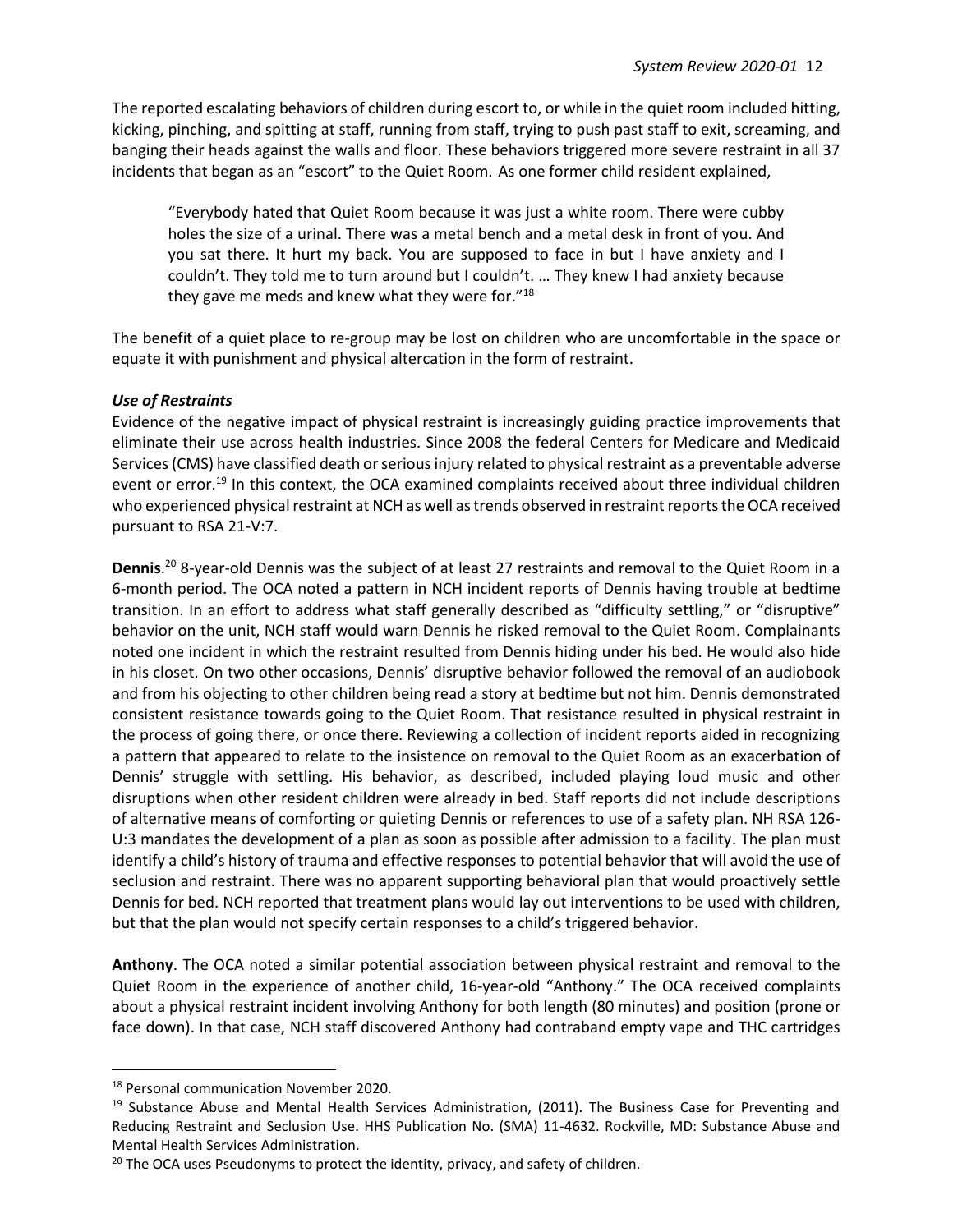The reported escalating behaviors of children during escort to, or while in the quiet room included hitting, kicking, pinching, and spitting at staff, running from staff, trying to push past staff to exit, screaming, and banging their heads against the walls and floor. These behaviors triggered more severe restraint in all 37 incidents that began as an "escort" to the Quiet Room. As one former child resident explained,

> "Everybody hated that Quiet Room because it was just a white room. There were cubby holes the size of a urinal. There was a metal bench and a metal desk in front of you. And you sat there. It hurt my back. You are supposed to face in but I have anxiety and I couldn't. They told me to turn around but I couldn't. … They knew I had anxiety because they gave me meds and knew what they were for."[18]

The benefit of a quiet place to re-group may be lost on children who are uncomfortable in the space or equate it with punishment and physical altercation in the form of restraint.

***Use of Restraints***

Evidence of the negative impact of physical restraint is increasingly guiding practice improvements that eliminate their use across health industries. Since 2008 the federal Centers for Medicare and Medicaid Services (CMS) have classified death or serious injury related to physical restraint as a preventable adverse event or error.[19] In this context, the OCA examined complaints received about three individual children who experienced physical restraint at NCH as well as trends observed in restraint reports the OCA received pursuant to RSA 21-V:7.

**Dennis**.[20] 8-year-old Dennis was the subject of at least 27 restraints and removal to the Quiet Room in a 6-month period. The OCA noted a pattern in NCH incident reports of Dennis having trouble at bedtime transition. In an effort to address what staff generally described as "difficulty settling," or "disruptive" behavior on the unit, NCH staff would warn Dennis he risked removal to the Quiet Room. Complainants noted one incident in which the restraint resulted from Dennis hiding under his bed. He would also hide in his closet. On two other occasions, Dennis' disruptive behavior followed the removal of an audiobook and from his objecting to other children being read a story at bedtime but not him. Dennis demonstrated consistent resistance towards going to the Quiet Room. That resistance resulted in physical restraint in the process of going there, or once there. Reviewing a collection of incident reports aided in recognizing a pattern that appeared to relate to the insistence on removal to the Quiet Room as an exacerbation of Dennis' struggle with settling. His behavior, as described, included playing loud music and other disruptions when other resident children were already in bed. Staff reports did not include descriptions of alternative means of comforting or quieting Dennis or references to use of a safety plan. NH RSA 126-U:3 mandates the development of a plan as soon as possible after admission to a facility. The plan must identify a child's history of trauma and effective responses to potential behavior that will avoid the use of seclusion and restraint. There was no apparent supporting behavioral plan that would proactively settle Dennis for bed. NCH reported that treatment plans would lay out interventions to be used with children, but that the plan would not specify certain responses to a child's triggered behavior.

**Anthony**. The OCA noted a similar potential association between physical restraint and removal to the Quiet Room in the experience of another child, 16-year-old "Anthony." The OCA received complaints about a physical restraint incident involving Anthony for both length (80 minutes) and position (prone or face down). In that case, NCH staff discovered Anthony had contraband empty vape and THC cartridges

---

[18] Personal communication November 2020.

[19] Substance Abuse and Mental Health Services Administration, (2011). The Business Case for Preventing and Reducing Restraint and Seclusion Use. HHS Publication No. (SMA) 11-4632. Rockville, MD: Substance Abuse and Mental Health Services Administration.

[20] The OCA uses Pseudonyms to protect the identity, privacy, and safety of children.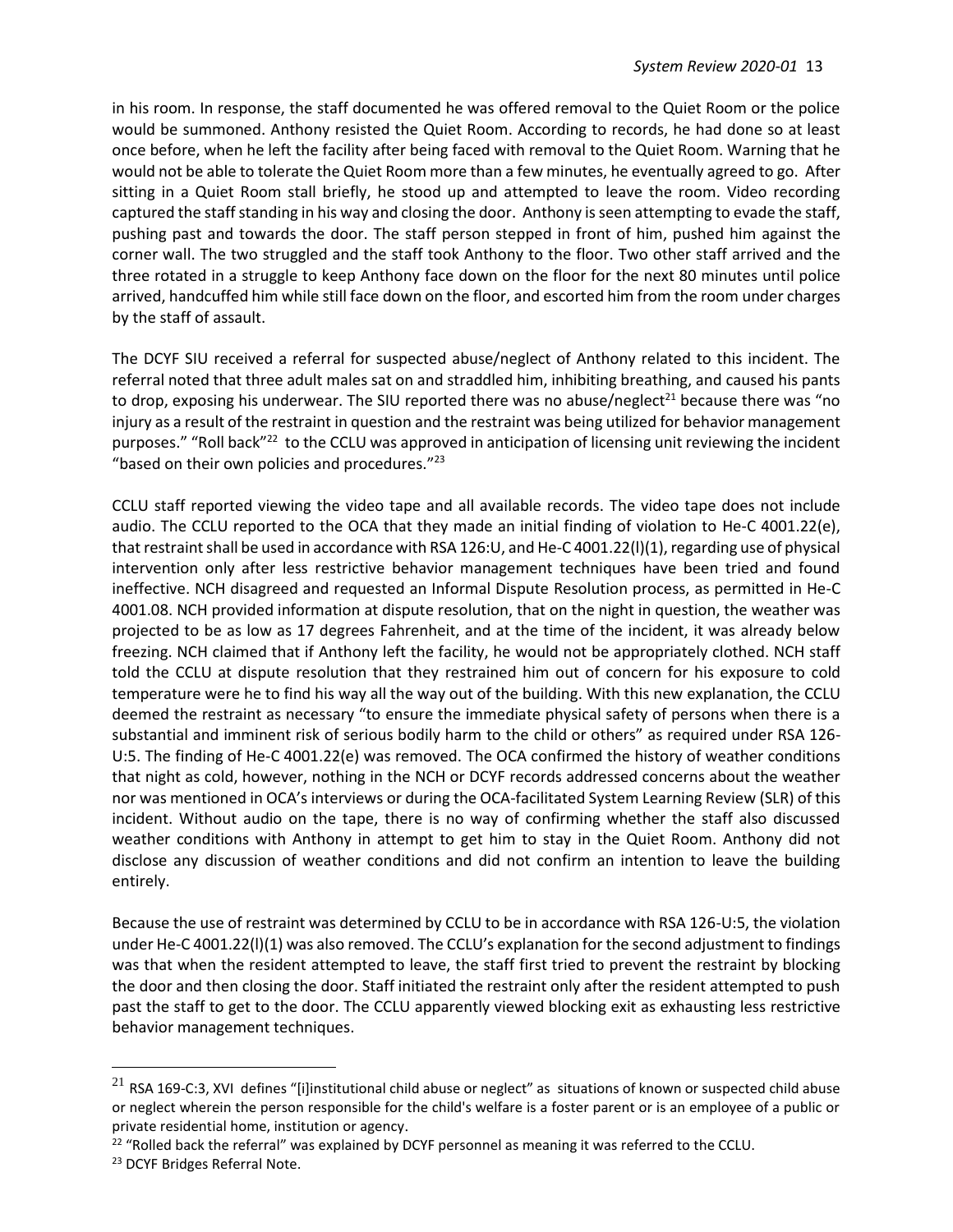in his room. In response, the staff documented he was offered removal to the Quiet Room or the police would be summoned. Anthony resisted the Quiet Room. According to records, he had done so at least once before, when he left the facility after being faced with removal to the Quiet Room. Warning that he would not be able to tolerate the Quiet Room more than a few minutes, he eventually agreed to go. After sitting in a Quiet Room stall briefly, he stood up and attempted to leave the room. Video recording captured the staff standing in his way and closing the door. Anthony is seen attempting to evade the staff, pushing past and towards the door. The staff person stepped in front of him, pushed him against the corner wall. The two struggled and the staff took Anthony to the floor. Two other staff arrived and the three rotated in a struggle to keep Anthony face down on the floor for the next 80 minutes until police arrived, handcuffed him while still face down on the floor, and escorted him from the room under charges by the staff of assault.

The DCYF SIU received a referral for suspected abuse/neglect of Anthony related to this incident. The referral noted that three adult males sat on and straddled him, inhibiting breathing, and caused his pants to drop, exposing his underwear. The SIU reported there was no abuse/neglect[21] because there was "no injury as a result of the restraint in question and the restraint was being utilized for behavior management purposes." "Roll back"[22] to the CCLU was approved in anticipation of licensing unit reviewing the incident "based on their own policies and procedures."[23]

CCLU staff reported viewing the video tape and all available records. The video tape does not include audio. The CCLU reported to the OCA that they made an initial finding of violation to He-C 4001.22(e), that restraint shall be used in accordance with RSA 126:U, and He-C 4001.22(l)(1), regarding use of physical intervention only after less restrictive behavior management techniques have been tried and found ineffective. NCH disagreed and requested an Informal Dispute Resolution process, as permitted in He-C 4001.08. NCH provided information at dispute resolution, that on the night in question, the weather was projected to be as low as 17 degrees Fahrenheit, and at the time of the incident, it was already below freezing. NCH claimed that if Anthony left the facility, he would not be appropriately clothed. NCH staff told the CCLU at dispute resolution that they restrained him out of concern for his exposure to cold temperature were he to find his way all the way out of the building. With this new explanation, the CCLU deemed the restraint as necessary "to ensure the immediate physical safety of persons when there is a substantial and imminent risk of serious bodily harm to the child or others" as required under RSA 126-U:5. The finding of He-C 4001.22(e) was removed. The OCA confirmed the history of weather conditions that night as cold, however, nothing in the NCH or DCYF records addressed concerns about the weather nor was mentioned in OCA's interviews or during the OCA-facilitated System Learning Review (SLR) of this incident. Without audio on the tape, there is no way of confirming whether the staff also discussed weather conditions with Anthony in attempt to get him to stay in the Quiet Room. Anthony did not disclose any discussion of weather conditions and did not confirm an intention to leave the building entirely.

Because the use of restraint was determined by CCLU to be in accordance with RSA 126-U:5, the violation under He-C 4001.22(l)(1) was also removed. The CCLU's explanation for the second adjustment to findings was that when the resident attempted to leave, the staff first tried to prevent the restraint by blocking the door and then closing the door. Staff initiated the restraint only after the resident attempted to push past the staff to get to the door. The CCLU apparently viewed blocking exit as exhausting less restrictive behavior management techniques.

---

[21] RSA 169-C:3, XVI defines "[i]nstitutional child abuse or neglect" as situations of known or suspected child abuse or neglect wherein the person responsible for the child's welfare is a foster parent or is an employee of a public or private residential home, institution or agency.

[22] "Rolled back the referral" was explained by DCYF personnel as meaning it was referred to the CCLU.

[23] DCYF Bridges Referral Note.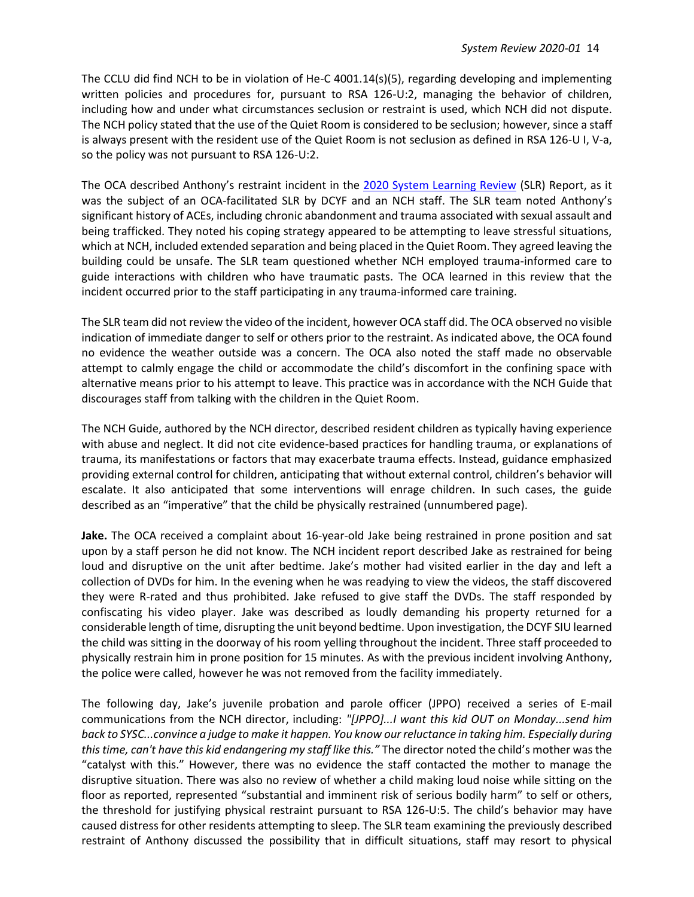The CCLU did find NCH to be in violation of He-C 4001.14(s)(5), regarding developing and implementing written policies and procedures for, pursuant to RSA 126-U:2, managing the behavior of children, including how and under what circumstances seclusion or restraint is used, which NCH did not dispute. The NCH policy stated that the use of the Quiet Room is considered to be seclusion; however, since a staff is always present with the resident use of the Quiet Room is not seclusion as defined in RSA 126-U I, V-a, so the policy was not pursuant to RSA 126-U:2.

The OCA described Anthony's restraint incident in the 2020 System Learning Review (SLR) Report, as it was the subject of an OCA-facilitated SLR by DCYF and an NCH staff. The SLR team noted Anthony's significant history of ACEs, including chronic abandonment and trauma associated with sexual assault and being trafficked. They noted his coping strategy appeared to be attempting to leave stressful situations, which at NCH, included extended separation and being placed in the Quiet Room. They agreed leaving the building could be unsafe. The SLR team questioned whether NCH employed trauma-informed care to guide interactions with children who have traumatic pasts. The OCA learned in this review that the incident occurred prior to the staff participating in any trauma-informed care training.

The SLR team did not review the video of the incident, however OCA staff did. The OCA observed no visible indication of immediate danger to self or others prior to the restraint. As indicated above, the OCA found no evidence the weather outside was a concern. The OCA also noted the staff made no observable attempt to calmly engage the child or accommodate the child's discomfort in the confining space with alternative means prior to his attempt to leave. This practice was in accordance with the NCH Guide that discourages staff from talking with the children in the Quiet Room.

The NCH Guide, authored by the NCH director, described resident children as typically having experience with abuse and neglect. It did not cite evidence-based practices for handling trauma, or explanations of trauma, its manifestations or factors that may exacerbate trauma effects. Instead, guidance emphasized providing external control for children, anticipating that without external control, children's behavior will escalate. It also anticipated that some interventions will enrage children. In such cases, the guide described as an "imperative" that the child be physically restrained (unnumbered page).

**Jake.** The OCA received a complaint about 16-year-old Jake being restrained in prone position and sat upon by a staff person he did not know. The NCH incident report described Jake as restrained for being loud and disruptive on the unit after bedtime. Jake's mother had visited earlier in the day and left a collection of DVDs for him. In the evening when he was readying to view the videos, the staff discovered they were R-rated and thus prohibited. Jake refused to give staff the DVDs. The staff responded by confiscating his video player. Jake was described as loudly demanding his property returned for a considerable length of time, disrupting the unit beyond bedtime. Upon investigation, the DCYF SIU learned the child was sitting in the doorway of his room yelling throughout the incident. Three staff proceeded to physically restrain him in prone position for 15 minutes. As with the previous incident involving Anthony, the police were called, however he was not removed from the facility immediately.

The following day, Jake's juvenile probation and parole officer (JPPO) received a series of E-mail communications from the NCH director, including: *"[JPPO]...I want this kid OUT on Monday...send him back to SYSC...convince a judge to make it happen. You know our reluctance in taking him. Especially during this time, can't have this kid endangering my staff like this."* The director noted the child's mother was the "catalyst with this." However, there was no evidence the staff contacted the mother to manage the disruptive situation. There was also no review of whether a child making loud noise while sitting on the floor as reported, represented "substantial and imminent risk of serious bodily harm" to self or others, the threshold for justifying physical restraint pursuant to RSA 126-U:5. The child's behavior may have caused distress for other residents attempting to sleep. The SLR team examining the previously described restraint of Anthony discussed the possibility that in difficult situations, staff may resort to physical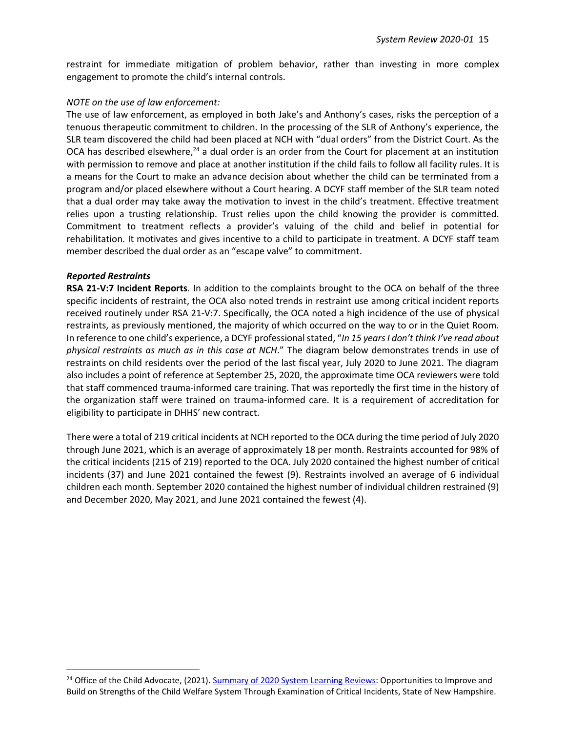restraint for immediate mitigation of problem behavior, rather than investing in more complex engagement to promote the child's internal controls.

*NOTE on the use of law enforcement:*

The use of law enforcement, as employed in both Jake's and Anthony's cases, risks the perception of a tenuous therapeutic commitment to children. In the processing of the SLR of Anthony's experience, the SLR team discovered the child had been placed at NCH with "dual orders" from the District Court. As the OCA has described elsewhere,[24] a dual order is an order from the Court for placement at an institution with permission to remove and place at another institution if the child fails to follow all facility rules. It is a means for the Court to make an advance decision about whether the child can be terminated from a program and/or placed elsewhere without a Court hearing. A DCYF staff member of the SLR team noted that a dual order may take away the motivation to invest in the child's treatment. Effective treatment relies upon a trusting relationship. Trust relies upon the child knowing the provider is committed. Commitment to treatment reflects a provider's valuing of the child and belief in potential for rehabilitation. It motivates and gives incentive to a child to participate in treatment. A DCYF staff team member described the dual order as an "escape valve" to commitment.

***Reported Restraints***

**RSA 21-V:7 Incident Reports**. In addition to the complaints brought to the OCA on behalf of the three specific incidents of restraint, the OCA also noted trends in restraint use among critical incident reports received routinely under RSA 21-V:7. Specifically, the OCA noted a high incidence of the use of physical restraints, as previously mentioned, the majority of which occurred on the way to or in the Quiet Room. In reference to one child's experience, a DCYF professional stated, "*In 15 years I don't think I've read about physical restraints as much as in this case at NCH*." The diagram below demonstrates trends in use of restraints on child residents over the period of the last fiscal year, July 2020 to June 2021. The diagram also includes a point of reference at September 25, 2020, the approximate time OCA reviewers were told that staff commenced trauma-informed care training. That was reportedly the first time in the history of the organization staff were trained on trauma-informed care. It is a requirement of accreditation for eligibility to participate in DHHS' new contract.

There were a total of 219 critical incidents at NCH reported to the OCA during the time period of July 2020 through June 2021, which is an average of approximately 18 per month. Restraints accounted for 98% of the critical incidents (215 of 219) reported to the OCA. July 2020 contained the highest number of critical incidents (37) and June 2021 contained the fewest (9). Restraints involved an average of 6 individual children each month. September 2020 contained the highest number of individual children restrained (9) and December 2020, May 2021, and June 2021 contained the fewest (4).

[24] Office of the Child Advocate, (2021). Summary of 2020 System Learning Reviews: Opportunities to Improve and Build on Strengths of the Child Welfare System Through Examination of Critical Incidents, State of New Hampshire.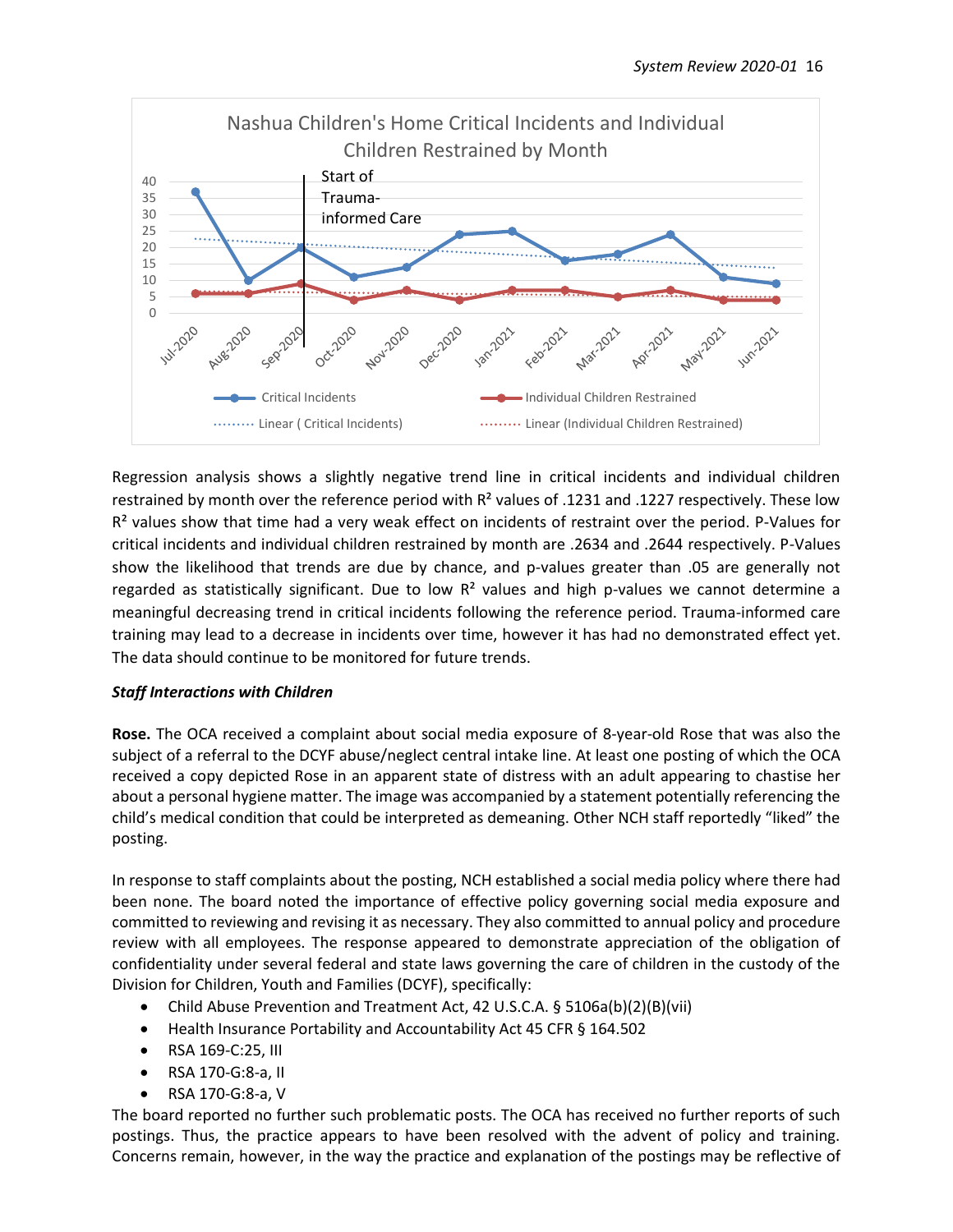Regression analysis shows a slightly negative trend line in critical incidents and individual children restrained by month over the reference period with $R^2$ values of .1231 and .1227 respectively. These low $R^2$ values show that time had a very weak effect on incidents of restraint over the period. P-Values for critical incidents and individual children restrained by month are .2634 and .2644 respectively. P-Values show the likelihood that trends are due by chance, and p-values greater than .05 are generally not regarded as statistically significant. Due to low $R^2$ values and high p-values we cannot determine a meaningful decreasing trend in critical incidents following the reference period. Trauma-informed care training may lead to a decrease in incidents over time, however it has had no demonstrated effect yet. The data should continue to be monitored for future trends.

***Staff Interactions with Children***

**Rose.** The OCA received a complaint about social media exposure of 8-year-old Rose that was also the subject of a referral to the DCYF abuse/neglect central intake line. At least one posting of which the OCA received a copy depicted Rose in an apparent state of distress with an adult appearing to chastise her about a personal hygiene matter. The image was accompanied by a statement potentially referencing the child's medical condition that could be interpreted as demeaning. Other NCH staff reportedly "liked" the posting.

In response to staff complaints about the posting, NCH established a social media policy where there had been none. The board noted the importance of effective policy governing social media exposure and committed to reviewing and revising it as necessary. They also committed to annual policy and procedure review with all employees. The response appeared to demonstrate appreciation of the obligation of confidentiality under several federal and state laws governing the care of children in the custody of the Division for Children, Youth and Families (DCYF), specifically:

- Child Abuse Prevention and Treatment Act, 42 U.S.C.A. § 5106a(b)(2)(B)(vii)
- Health Insurance Portability and Accountability Act 45 CFR § 164.502
- RSA 169-C:25, III
- RSA 170-G:8-a, II
- RSA 170-G:8-a, V

The board reported no further such problematic posts. The OCA has received no further reports of such postings. Thus, the practice appears to have been resolved with the advent of policy and training. Concerns remain, however, in the way the practice and explanation of the postings may be reflective of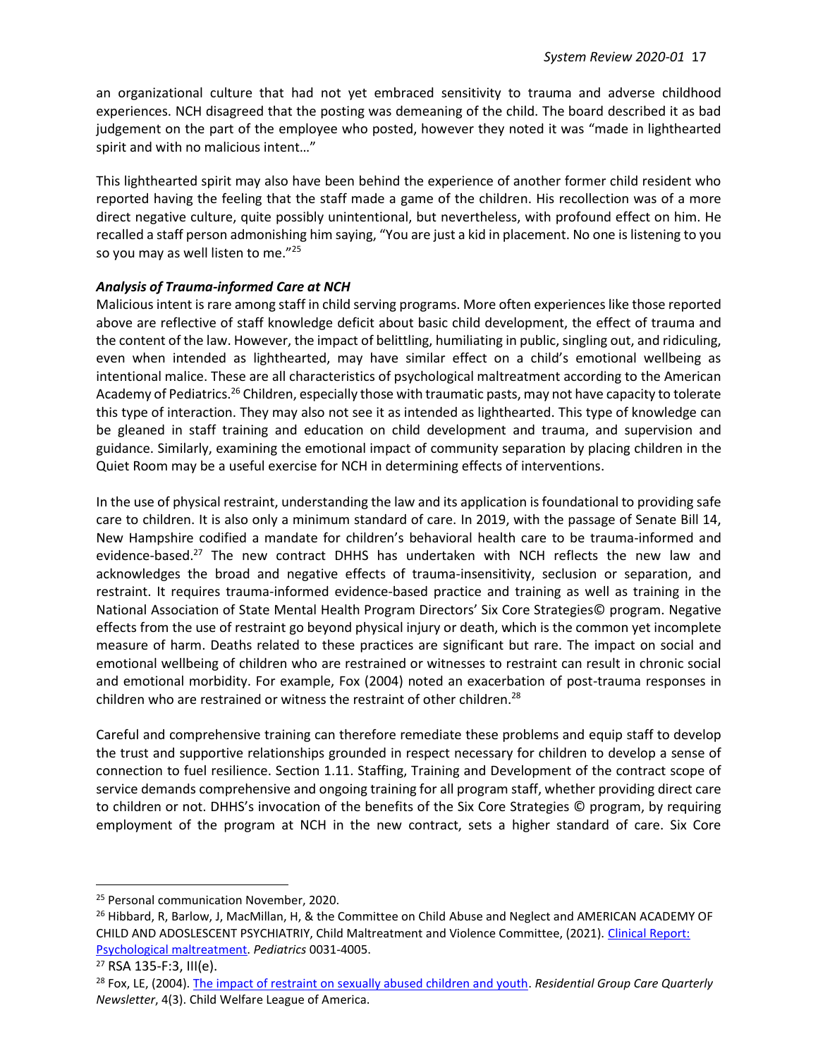an organizational culture that had not yet embraced sensitivity to trauma and adverse childhood experiences. NCH disagreed that the posting was demeaning of the child. The board described it as bad judgement on the part of the employee who posted, however they noted it was "made in lighthearted spirit and with no malicious intent…"

This lighthearted spirit may also have been behind the experience of another former child resident who reported having the feeling that the staff made a game of the children. His recollection was of a more direct negative culture, quite possibly unintentional, but nevertheless, with profound effect on him. He recalled a staff person admonishing him saying, "You are just a kid in placement. No one is listening to you so you may as well listen to me."[25]

***Analysis of Trauma-informed Care at NCH***

Malicious intent is rare among staff in child serving programs. More often experiences like those reported above are reflective of staff knowledge deficit about basic child development, the effect of trauma and the content of the law. However, the impact of belittling, humiliating in public, singling out, and ridiculing, even when intended as lighthearted, may have similar effect on a child's emotional wellbeing as intentional malice. These are all characteristics of psychological maltreatment according to the American Academy of Pediatrics.[26] Children, especially those with traumatic pasts, may not have capacity to tolerate this type of interaction. They may also not see it as intended as lighthearted. This type of knowledge can be gleaned in staff training and education on child development and trauma, and supervision and guidance. Similarly, examining the emotional impact of community separation by placing children in the Quiet Room may be a useful exercise for NCH in determining effects of interventions.

In the use of physical restraint, understanding the law and its application is foundational to providing safe care to children. It is also only a minimum standard of care. In 2019, with the passage of Senate Bill 14, New Hampshire codified a mandate for children's behavioral health care to be trauma-informed and evidence-based.[27] The new contract DHHS has undertaken with NCH reflects the new law and acknowledges the broad and negative effects of trauma-insensitivity, seclusion or separation, and restraint. It requires trauma-informed evidence-based practice and training as well as training in the National Association of State Mental Health Program Directors' Six Core Strategies© program. Negative effects from the use of restraint go beyond physical injury or death, which is the common yet incomplete measure of harm. Deaths related to these practices are significant but rare. The impact on social and emotional wellbeing of children who are restrained or witnesses to restraint can result in chronic social and emotional morbidity. For example, Fox (2004) noted an exacerbation of post-trauma responses in children who are restrained or witness the restraint of other children.[28]

Careful and comprehensive training can therefore remediate these problems and equip staff to develop the trust and supportive relationships grounded in respect necessary for children to develop a sense of connection to fuel resilience. Section 1.11. Staffing, Training and Development of the contract scope of service demands comprehensive and ongoing training for all program staff, whether providing direct care to children or not. DHHS's invocation of the benefits of the Six Core Strategies © program, by requiring employment of the program at NCH in the new contract, sets a higher standard of care. Six Core

---

[25] Personal communication November, 2020.

[26] Hibbard, R, Barlow, J, MacMillan, H, & the Committee on Child Abuse and Neglect and AMERICAN ACADEMY OF CHILD AND ADOSLESCENT PSYCHIATRIY, Child Maltreatment and Violence Committee, (2021). Clinical Report: Psychological maltreatment. *Pediatrics* 0031-4005.

[27] RSA 135-F:3, III(e).

[28] Fox, LE, (2004). The impact of restraint on sexually abused children and youth. *Residential Group Care Quarterly Newsletter*, 4(3). Child Welfare League of America.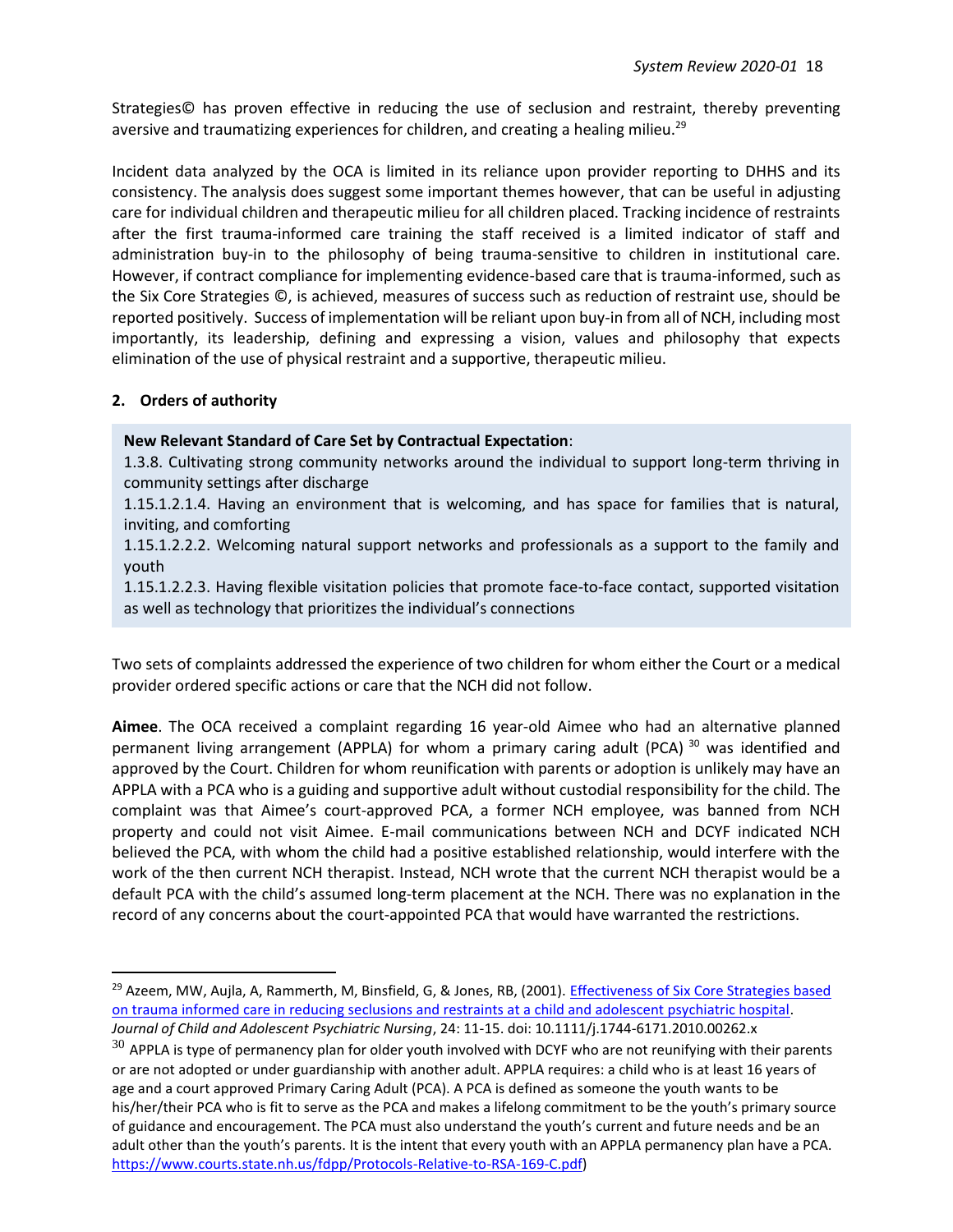Strategies© has proven effective in reducing the use of seclusion and restraint, thereby preventing aversive and traumatizing experiences for children, and creating a healing milieu.[29]

Incident data analyzed by the OCA is limited in its reliance upon provider reporting to DHHS and its consistency. The analysis does suggest some important themes however, that can be useful in adjusting care for individual children and therapeutic milieu for all children placed. Tracking incidence of restraints after the first trauma-informed care training the staff received is a limited indicator of staff and administration buy-in to the philosophy of being trauma-sensitive to children in institutional care. However, if contract compliance for implementing evidence-based care that is trauma-informed, such as the Six Core Strategies ©, is achieved, measures of success such as reduction of restraint use, should be reported positively. Success of implementation will be reliant upon buy-in from all of NCH, including most importantly, its leadership, defining and expressing a vision, values and philosophy that expects elimination of the use of physical restraint and a supportive, therapeutic milieu.

## 2. Orders of authority

**New Relevant Standard of Care Set by Contractual Expectation**:
1.3.8. Cultivating strong community networks around the individual to support long-term thriving in community settings after discharge
1.15.1.2.1.4. Having an environment that is welcoming, and has space for families that is natural, inviting, and comforting
1.15.1.2.2.2. Welcoming natural support networks and professionals as a support to the family and youth
1.15.1.2.2.3. Having flexible visitation policies that promote face-to-face contact, supported visitation as well as technology that prioritizes the individual's connections

Two sets of complaints addressed the experience of two children for whom either the Court or a medical provider ordered specific actions or care that the NCH did not follow.

**Aimee**. The OCA received a complaint regarding 16 year-old Aimee who had an alternative planned permanent living arrangement (APPLA) for whom a primary caring adult (PCA) [30] was identified and approved by the Court. Children for whom reunification with parents or adoption is unlikely may have an APPLA with a PCA who is a guiding and supportive adult without custodial responsibility for the child. The complaint was that Aimee's court-approved PCA, a former NCH employee, was banned from NCH property and could not visit Aimee. E-mail communications between NCH and DCYF indicated NCH believed the PCA, with whom the child had a positive established relationship, would interfere with the work of the then current NCH therapist. Instead, NCH wrote that the current NCH therapist would be a default PCA with the child's assumed long-term placement at the NCH. There was no explanation in the record of any concerns about the court-appointed PCA that would have warranted the restrictions.

---

[29] Azeem, MW, Aujla, A, Rammerth, M, Binsfield, G, & Jones, RB, (2001). Effectiveness of Six Core Strategies based on trauma informed care in reducing seclusions and restraints at a child and adolescent psychiatric hospital. *Journal of Child and Adolescent Psychiatric Nursing*, 24: 11-15. doi: 10.1111/j.1744-6171.2010.00262.x

[30] APPLA is type of permanency plan for older youth involved with DCYF who are not reunifying with their parents or are not adopted or under guardianship with another adult. APPLA requires: a child who is at least 16 years of age and a court approved Primary Caring Adult (PCA). A PCA is defined as someone the youth wants to be his/her/their PCA who is fit to serve as the PCA and makes a lifelong commitment to be the youth's primary source of guidance and encouragement. The PCA must also understand the youth's current and future needs and be an adult other than the youth's parents. It is the intent that every youth with an APPLA permanency plan have a PCA. https://www.courts.state.nh.us/fdpp/Protocols-Relative-to-RSA-169-C.pdf)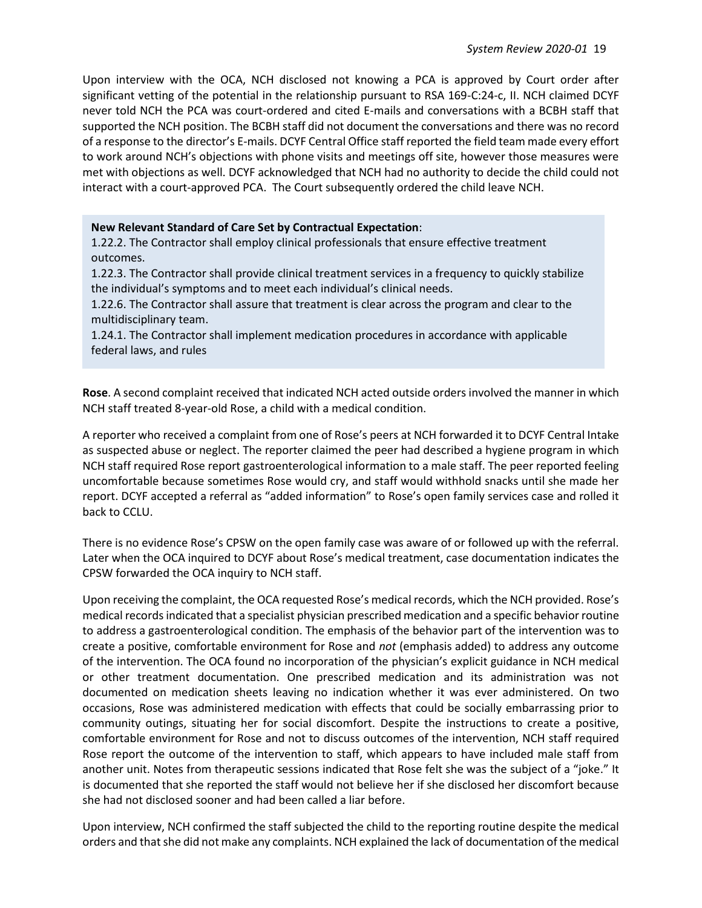Upon interview with the OCA, NCH disclosed not knowing a PCA is approved by Court order after significant vetting of the potential in the relationship pursuant to RSA 169-C:24-c, II. NCH claimed DCYF never told NCH the PCA was court-ordered and cited E-mails and conversations with a BCBH staff that supported the NCH position. The BCBH staff did not document the conversations and there was no record of a response to the director's E-mails. DCYF Central Office staff reported the field team made every effort to work around NCH's objections with phone visits and meetings off site, however those measures were met with objections as well. DCYF acknowledged that NCH had no authority to decide the child could not interact with a court-approved PCA. The Court subsequently ordered the child leave NCH.

> **New Relevant Standard of Care Set by Contractual Expectation**:
> 1.22.2. The Contractor shall employ clinical professionals that ensure effective treatment outcomes.
> 1.22.3. The Contractor shall provide clinical treatment services in a frequency to quickly stabilize the individual's symptoms and to meet each individual's clinical needs.
> 1.22.6. The Contractor shall assure that treatment is clear across the program and clear to the multidisciplinary team.
> 1.24.1. The Contractor shall implement medication procedures in accordance with applicable federal laws, and rules

**Rose**. A second complaint received that indicated NCH acted outside orders involved the manner in which NCH staff treated 8-year-old Rose, a child with a medical condition.

A reporter who received a complaint from one of Rose's peers at NCH forwarded it to DCYF Central Intake as suspected abuse or neglect. The reporter claimed the peer had described a hygiene program in which NCH staff required Rose report gastroenterological information to a male staff. The peer reported feeling uncomfortable because sometimes Rose would cry, and staff would withhold snacks until she made her report. DCYF accepted a referral as "added information" to Rose's open family services case and rolled it back to CCLU.

There is no evidence Rose's CPSW on the open family case was aware of or followed up with the referral. Later when the OCA inquired to DCYF about Rose's medical treatment, case documentation indicates the CPSW forwarded the OCA inquiry to NCH staff.

Upon receiving the complaint, the OCA requested Rose's medical records, which the NCH provided. Rose's medical records indicated that a specialist physician prescribed medication and a specific behavior routine to address a gastroenterological condition. The emphasis of the behavior part of the intervention was to create a positive, comfortable environment for Rose and *not* (emphasis added) to address any outcome of the intervention. The OCA found no incorporation of the physician's explicit guidance in NCH medical or other treatment documentation. One prescribed medication and its administration was not documented on medication sheets leaving no indication whether it was ever administered. On two occasions, Rose was administered medication with effects that could be socially embarrassing prior to community outings, situating her for social discomfort. Despite the instructions to create a positive, comfortable environment for Rose and not to discuss outcomes of the intervention, NCH staff required Rose report the outcome of the intervention to staff, which appears to have included male staff from another unit. Notes from therapeutic sessions indicated that Rose felt she was the subject of a "joke." It is documented that she reported the staff would not believe her if she disclosed her discomfort because she had not disclosed sooner and had been called a liar before.

Upon interview, NCH confirmed the staff subjected the child to the reporting routine despite the medical orders and that she did not make any complaints. NCH explained the lack of documentation of the medical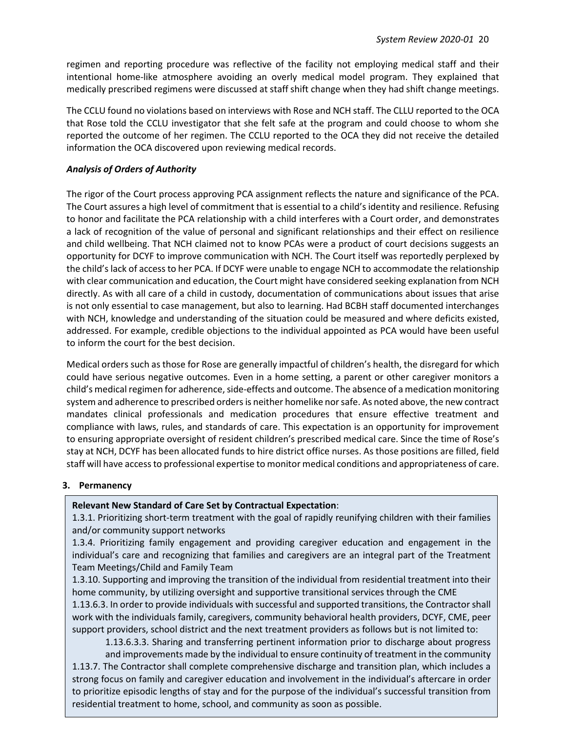regimen and reporting procedure was reflective of the facility not employing medical staff and their intentional home-like atmosphere avoiding an overly medical model program. They explained that medically prescribed regimens were discussed at staff shift change when they had shift change meetings.

The CCLU found no violations based on interviews with Rose and NCH staff. The CLLU reported to the OCA that Rose told the CCLU investigator that she felt safe at the program and could choose to whom she reported the outcome of her regimen. The CCLU reported to the OCA they did not receive the detailed information the OCA discovered upon reviewing medical records.

***Analysis of Orders of Authority***

The rigor of the Court process approving PCA assignment reflects the nature and significance of the PCA. The Court assures a high level of commitment that is essential to a child's identity and resilience. Refusing to honor and facilitate the PCA relationship with a child interferes with a Court order, and demonstrates a lack of recognition of the value of personal and significant relationships and their effect on resilience and child wellbeing. That NCH claimed not to know PCAs were a product of court decisions suggests an opportunity for DCYF to improve communication with NCH. The Court itself was reportedly perplexed by the child's lack of access to her PCA. If DCYF were unable to engage NCH to accommodate the relationship with clear communication and education, the Court might have considered seeking explanation from NCH directly. As with all care of a child in custody, documentation of communications about issues that arise is not only essential to case management, but also to learning. Had BCBH staff documented interchanges with NCH, knowledge and understanding of the situation could be measured and where deficits existed, addressed. For example, credible objections to the individual appointed as PCA would have been useful to inform the court for the best decision.

Medical orders such as those for Rose are generally impactful of children's health, the disregard for which could have serious negative outcomes. Even in a home setting, a parent or other caregiver monitors a child's medical regimen for adherence, side-effects and outcome. The absence of a medication monitoring system and adherence to prescribed orders is neither homelike nor safe. As noted above, the new contract mandates clinical professionals and medication procedures that ensure effective treatment and compliance with laws, rules, and standards of care. This expectation is an opportunity for improvement to ensuring appropriate oversight of resident children's prescribed medical care. Since the time of Rose's stay at NCH, DCYF has been allocated funds to hire district office nurses. As those positions are filled, field staff will have access to professional expertise to monitor medical conditions and appropriateness of care.

**3. Permanency**

**Relevant New Standard of Care Set by Contractual Expectation**:

1.3.1. Prioritizing short-term treatment with the goal of rapidly reunifying children with their families and/or community support networks

1.3.4. Prioritizing family engagement and providing caregiver education and engagement in the individual's care and recognizing that families and caregivers are an integral part of the Treatment Team Meetings/Child and Family Team

1.3.10. Supporting and improving the transition of the individual from residential treatment into their home community, by utilizing oversight and supportive transitional services through the CME

1.13.6.3. In order to provide individuals with successful and supported transitions, the Contractor shall work with the individuals family, caregivers, community behavioral health providers, DCYF, CME, peer support providers, school district and the next treatment providers as follows but is not limited to:

> 1.13.6.3.3. Sharing and transferring pertinent information prior to discharge about progress and improvements made by the individual to ensure continuity of treatment in the community

1.13.7. The Contractor shall complete comprehensive discharge and transition plan, which includes a strong focus on family and caregiver education and involvement in the individual's aftercare in order to prioritize episodic lengths of stay and for the purpose of the individual's successful transition from residential treatment to home, school, and community as soon as possible.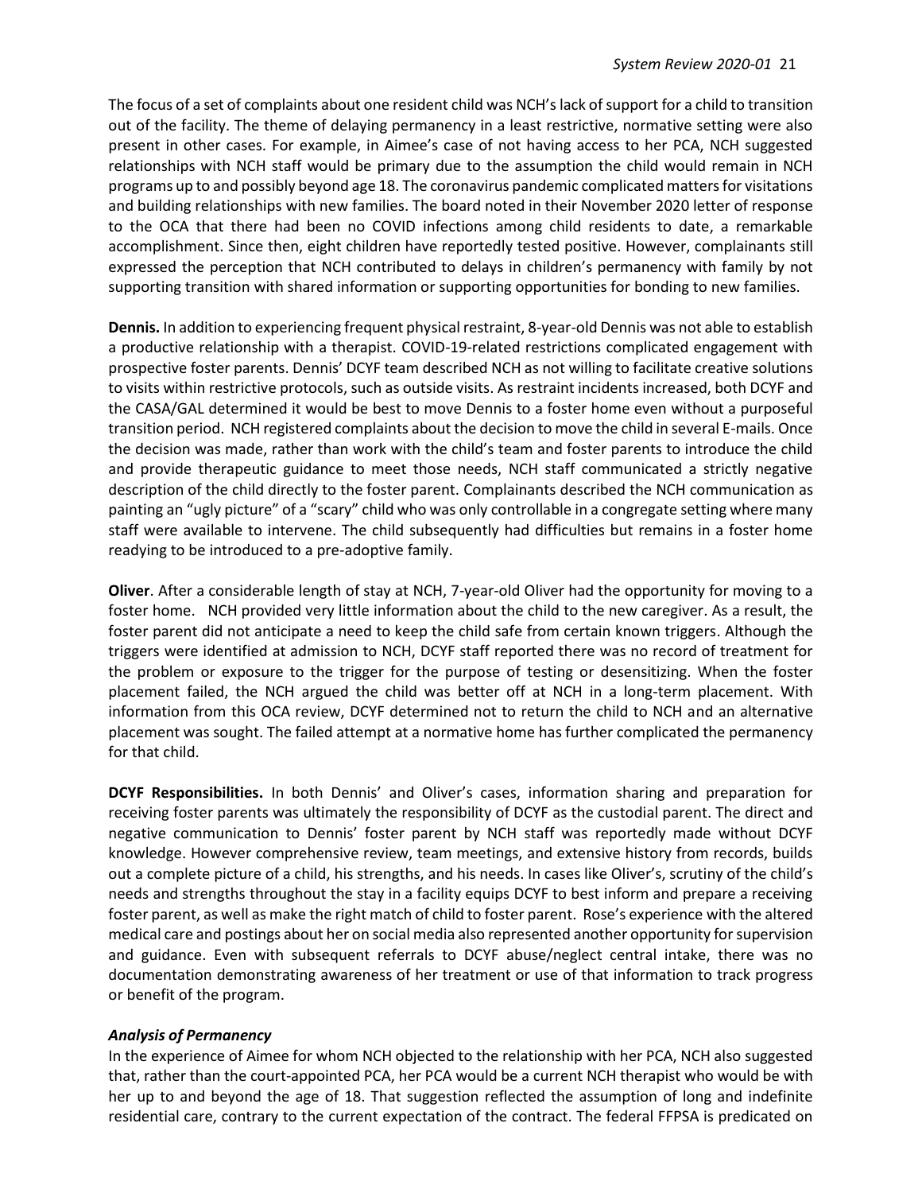The focus of a set of complaints about one resident child was NCH's lack of support for a child to transition out of the facility. The theme of delaying permanency in a least restrictive, normative setting were also present in other cases. For example, in Aimee's case of not having access to her PCA, NCH suggested relationships with NCH staff would be primary due to the assumption the child would remain in NCH programs up to and possibly beyond age 18. The coronavirus pandemic complicated matters for visitations and building relationships with new families. The board noted in their November 2020 letter of response to the OCA that there had been no COVID infections among child residents to date, a remarkable accomplishment. Since then, eight children have reportedly tested positive. However, complainants still expressed the perception that NCH contributed to delays in children's permanency with family by not supporting transition with shared information or supporting opportunities for bonding to new families.

**Dennis.** In addition to experiencing frequent physical restraint, 8-year-old Dennis was not able to establish a productive relationship with a therapist. COVID-19-related restrictions complicated engagement with prospective foster parents. Dennis' DCYF team described NCH as not willing to facilitate creative solutions to visits within restrictive protocols, such as outside visits. As restraint incidents increased, both DCYF and the CASA/GAL determined it would be best to move Dennis to a foster home even without a purposeful transition period. NCH registered complaints about the decision to move the child in several E-mails. Once the decision was made, rather than work with the child's team and foster parents to introduce the child and provide therapeutic guidance to meet those needs, NCH staff communicated a strictly negative description of the child directly to the foster parent. Complainants described the NCH communication as painting an "ugly picture" of a "scary" child who was only controllable in a congregate setting where many staff were available to intervene. The child subsequently had difficulties but remains in a foster home readying to be introduced to a pre-adoptive family.

**Oliver**. After a considerable length of stay at NCH, 7-year-old Oliver had the opportunity for moving to a foster home. NCH provided very little information about the child to the new caregiver. As a result, the foster parent did not anticipate a need to keep the child safe from certain known triggers. Although the triggers were identified at admission to NCH, DCYF staff reported there was no record of treatment for the problem or exposure to the trigger for the purpose of testing or desensitizing. When the foster placement failed, the NCH argued the child was better off at NCH in a long-term placement. With information from this OCA review, DCYF determined not to return the child to NCH and an alternative placement was sought. The failed attempt at a normative home has further complicated the permanency for that child.

**DCYF Responsibilities.** In both Dennis' and Oliver's cases, information sharing and preparation for receiving foster parents was ultimately the responsibility of DCYF as the custodial parent. The direct and negative communication to Dennis' foster parent by NCH staff was reportedly made without DCYF knowledge. However comprehensive review, team meetings, and extensive history from records, builds out a complete picture of a child, his strengths, and his needs. In cases like Oliver's, scrutiny of the child's needs and strengths throughout the stay in a facility equips DCYF to best inform and prepare a receiving foster parent, as well as make the right match of child to foster parent. Rose's experience with the altered medical care and postings about her on social media also represented another opportunity for supervision and guidance. Even with subsequent referrals to DCYF abuse/neglect central intake, there was no documentation demonstrating awareness of her treatment or use of that information to track progress or benefit of the program.

### *Analysis of Permanency*

In the experience of Aimee for whom NCH objected to the relationship with her PCA, NCH also suggested that, rather than the court-appointed PCA, her PCA would be a current NCH therapist who would be with her up to and beyond the age of 18. That suggestion reflected the assumption of long and indefinite residential care, contrary to the current expectation of the contract. The federal FFPSA is predicated on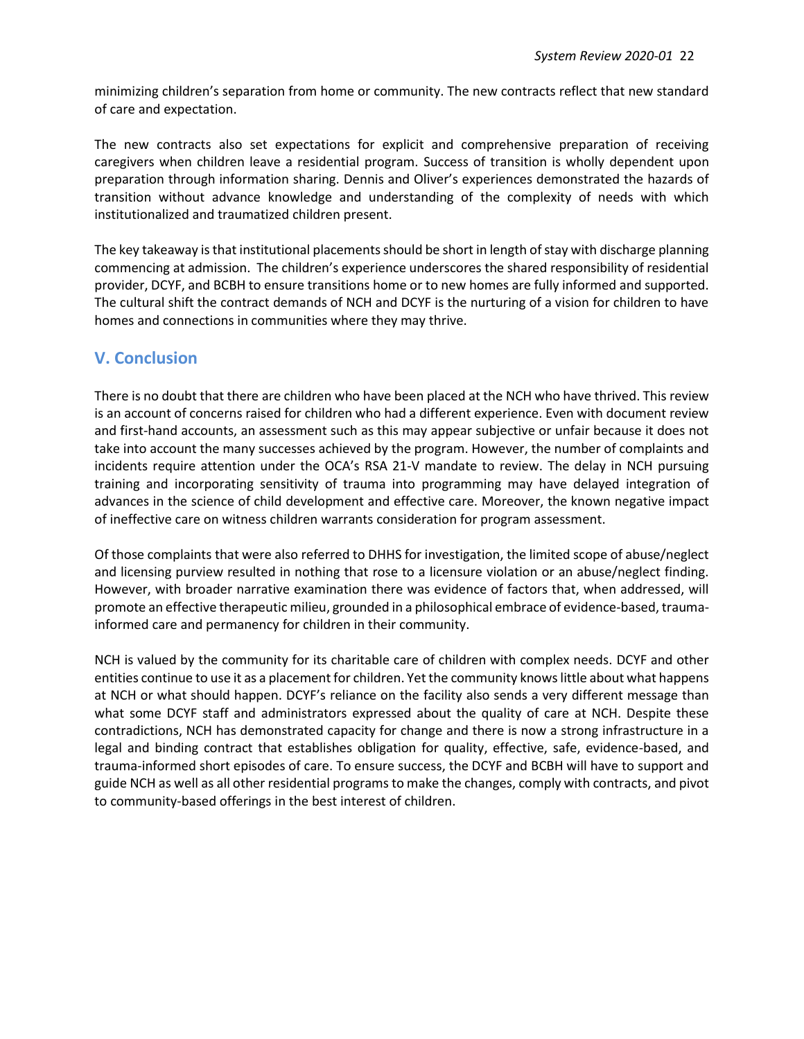minimizing children's separation from home or community. The new contracts reflect that new standard of care and expectation.

The new contracts also set expectations for explicit and comprehensive preparation of receiving caregivers when children leave a residential program. Success of transition is wholly dependent upon preparation through information sharing. Dennis and Oliver's experiences demonstrated the hazards of transition without advance knowledge and understanding of the complexity of needs with which institutionalized and traumatized children present.

The key takeaway is that institutional placements should be short in length of stay with discharge planning commencing at admission. The children's experience underscores the shared responsibility of residential provider, DCYF, and BCBH to ensure transitions home or to new homes are fully informed and supported. The cultural shift the contract demands of NCH and DCYF is the nurturing of a vision for children to have homes and connections in communities where they may thrive.

## V. Conclusion

There is no doubt that there are children who have been placed at the NCH who have thrived. This review is an account of concerns raised for children who had a different experience. Even with document review and first-hand accounts, an assessment such as this may appear subjective or unfair because it does not take into account the many successes achieved by the program. However, the number of complaints and incidents require attention under the OCA's RSA 21-V mandate to review. The delay in NCH pursuing training and incorporating sensitivity of trauma into programming may have delayed integration of advances in the science of child development and effective care. Moreover, the known negative impact of ineffective care on witness children warrants consideration for program assessment.

Of those complaints that were also referred to DHHS for investigation, the limited scope of abuse/neglect and licensing purview resulted in nothing that rose to a licensure violation or an abuse/neglect finding. However, with broader narrative examination there was evidence of factors that, when addressed, will promote an effective therapeutic milieu, grounded in a philosophical embrace of evidence-based, trauma-informed care and permanency for children in their community.

NCH is valued by the community for its charitable care of children with complex needs. DCYF and other entities continue to use it as a placement for children. Yet the community knows little about what happens at NCH or what should happen. DCYF's reliance on the facility also sends a very different message than what some DCYF staff and administrators expressed about the quality of care at NCH. Despite these contradictions, NCH has demonstrated capacity for change and there is now a strong infrastructure in a legal and binding contract that establishes obligation for quality, effective, safe, evidence-based, and trauma-informed short episodes of care. To ensure success, the DCYF and BCBH will have to support and guide NCH as well as all other residential programs to make the changes, comply with contracts, and pivot to community-based offerings in the best interest of children.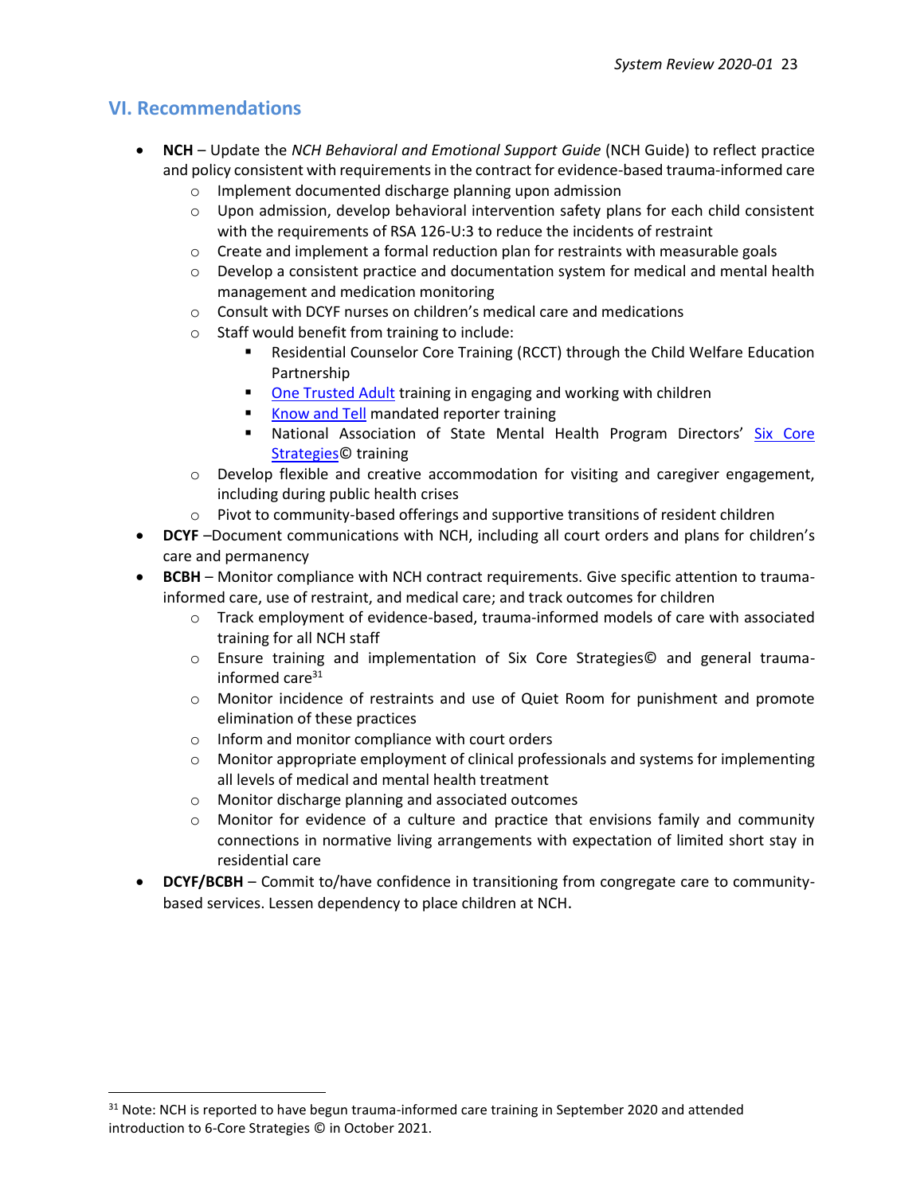## VI. Recommendations

- **NCH** – Update the *NCH Behavioral and Emotional Support Guide* (NCH Guide) to reflect practice and policy consistent with requirements in the contract for evidence-based trauma-informed care
    - Implement documented discharge planning upon admission
    - Upon admission, develop behavioral intervention safety plans for each child consistent with the requirements of RSA 126-U:3 to reduce the incidents of restraint
    - Create and implement a formal reduction plan for restraints with measurable goals
    - Develop a consistent practice and documentation system for medical and mental health management and medication monitoring
    - Consult with DCYF nurses on children's medical care and medications
    - Staff would benefit from training to include:
        - Residential Counselor Core Training (RCCT) through the Child Welfare Education Partnership
        - One Trusted Adult training in engaging and working with children
        - Know and Tell mandated reporter training
        - National Association of State Mental Health Program Directors' Six Core Strategies© training
    - Develop flexible and creative accommodation for visiting and caregiver engagement, including during public health crises
    - Pivot to community-based offerings and supportive transitions of resident children
- **DCYF** –Document communications with NCH, including all court orders and plans for children's care and permanency
- **BCBH** – Monitor compliance with NCH contract requirements. Give specific attention to trauma-informed care, use of restraint, and medical care; and track outcomes for children
    - Track employment of evidence-based, trauma-informed models of care with associated training for all NCH staff
    - Ensure training and implementation of Six Core Strategies© and general trauma-informed care[31]
    - Monitor incidence of restraints and use of Quiet Room for punishment and promote elimination of these practices
    - Inform and monitor compliance with court orders
    - Monitor appropriate employment of clinical professionals and systems for implementing all levels of medical and mental health treatment
    - Monitor discharge planning and associated outcomes
    - Monitor for evidence of a culture and practice that envisions family and community connections in normative living arrangements with expectation of limited short stay in residential care
- **DCYF/BCBH** – Commit to/have confidence in transitioning from congregate care to community-based services. Lessen dependency to place children at NCH.

[31] Note: NCH is reported to have begun trauma-informed care training in September 2020 and attended introduction to 6-Core Strategies © in October 2021.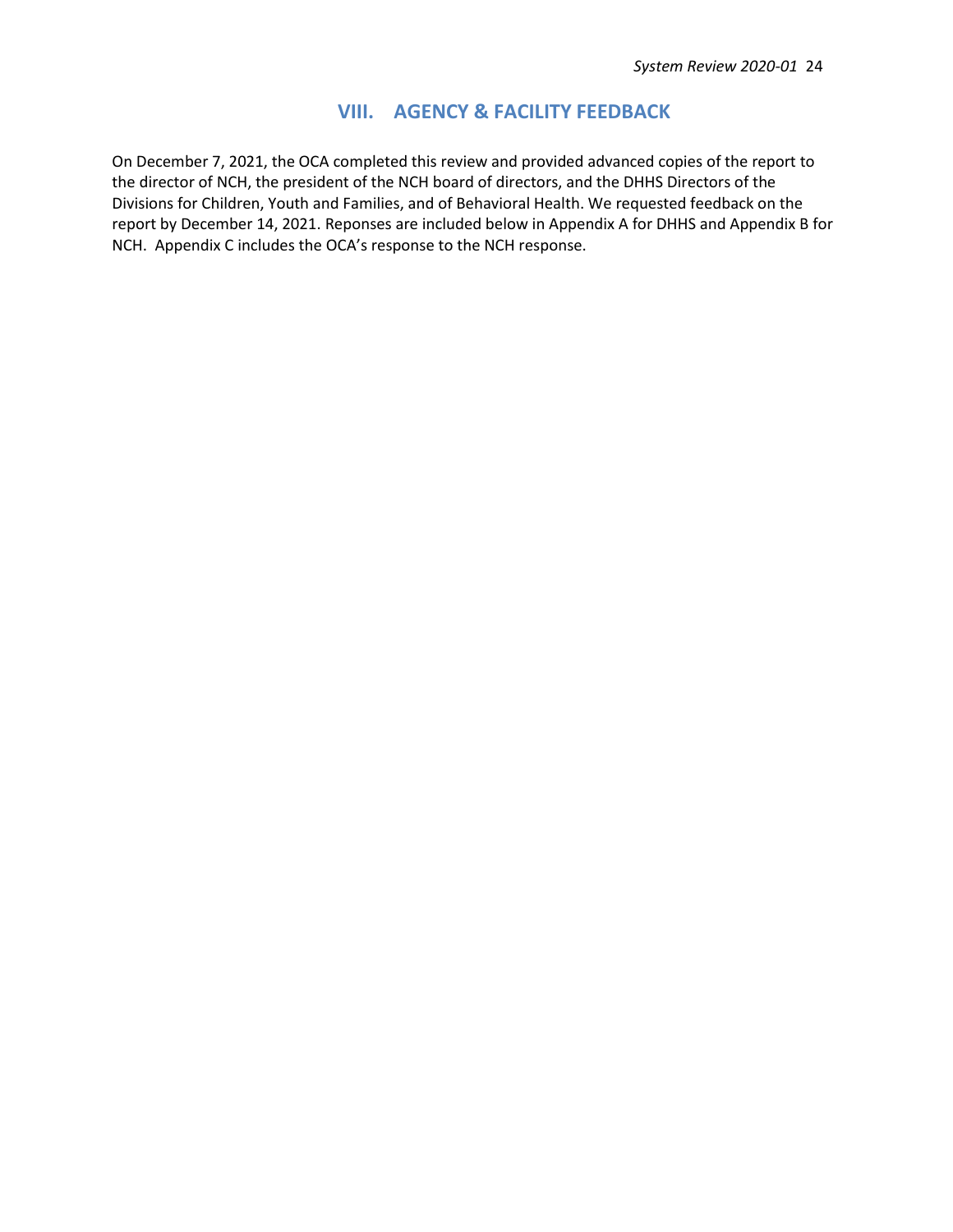## VIII. AGENCY & FACILITY FEEDBACK

On December 7, 2021, the OCA completed this review and provided advanced copies of the report to the director of NCH, the president of the NCH board of directors, and the DHHS Directors of the Divisions for Children, Youth and Families, and of Behavioral Health. We requested feedback on the report by December 14, 2021. Reponses are included below in Appendix A for DHHS and Appendix B for NCH. Appendix C includes the OCA's response to the NCH response.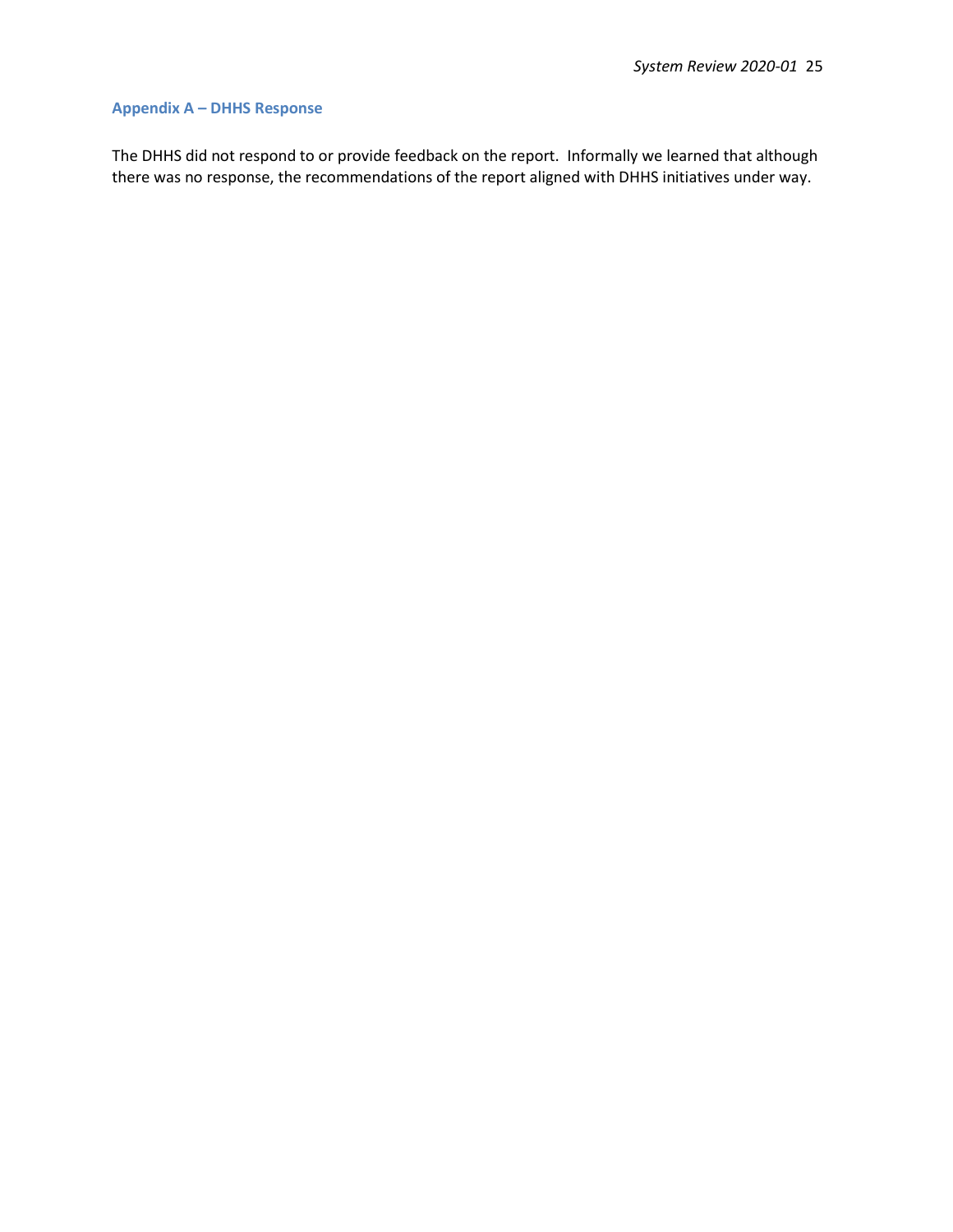## Appendix A – DHHS Response

The DHHS did not respond to or provide feedback on the report. Informally we learned that although there was no response, the recommendations of the report aligned with DHHS initiatives under way.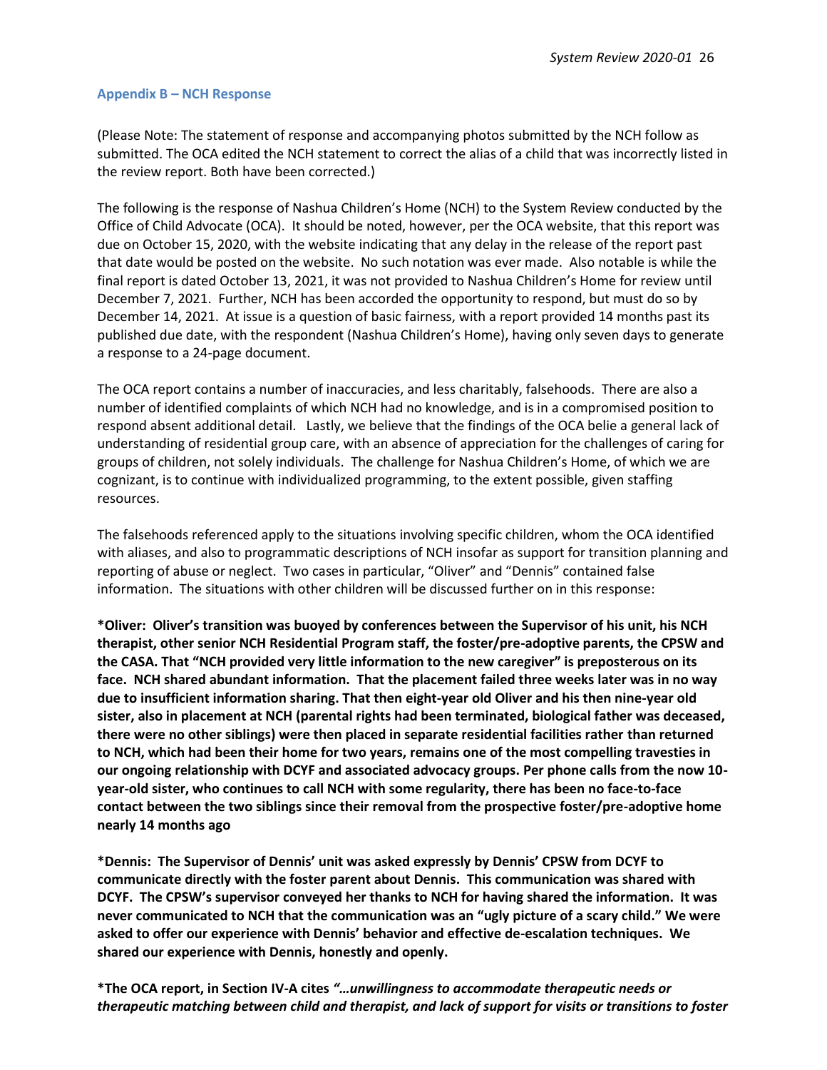### Appendix B – NCH Response

(Please Note: The statement of response and accompanying photos submitted by the NCH follow as submitted. The OCA edited the NCH statement to correct the alias of a child that was incorrectly listed in the review report. Both have been corrected.)

The following is the response of Nashua Children's Home (NCH) to the System Review conducted by the Office of Child Advocate (OCA). It should be noted, however, per the OCA website, that this report was due on October 15, 2020, with the website indicating that any delay in the release of the report past that date would be posted on the website. No such notation was ever made. Also notable is while the final report is dated October 13, 2021, it was not provided to Nashua Children's Home for review until December 7, 2021. Further, NCH has been accorded the opportunity to respond, but must do so by December 14, 2021. At issue is a question of basic fairness, with a report provided 14 months past its published due date, with the respondent (Nashua Children's Home), having only seven days to generate a response to a 24-page document.

The OCA report contains a number of inaccuracies, and less charitably, falsehoods. There are also a number of identified complaints of which NCH had no knowledge, and is in a compromised position to respond absent additional detail. Lastly, we believe that the findings of the OCA belie a general lack of understanding of residential group care, with an absence of appreciation for the challenges of caring for groups of children, not solely individuals. The challenge for Nashua Children's Home, of which we are cognizant, is to continue with individualized programming, to the extent possible, given staffing resources.

The falsehoods referenced apply to the situations involving specific children, whom the OCA identified with aliases, and also to programmatic descriptions of NCH insofar as support for transition planning and reporting of abuse or neglect. Two cases in particular, "Oliver" and "Dennis" contained false information. The situations with other children will be discussed further on in this response:

**\*Oliver: Oliver's transition was buoyed by conferences between the Supervisor of his unit, his NCH therapist, other senior NCH Residential Program staff, the foster/pre-adoptive parents, the CPSW and the CASA. That "NCH provided very little information to the new caregiver" is preposterous on its face. NCH shared abundant information. That the placement failed three weeks later was in no way due to insufficient information sharing. That then eight-year old Oliver and his then nine-year old sister, also in placement at NCH (parental rights had been terminated, biological father was deceased, there were no other siblings) were then placed in separate residential facilities rather than returned to NCH, which had been their home for two years, remains one of the most compelling travesties in our ongoing relationship with DCYF and associated advocacy groups. Per phone calls from the now 10-year-old sister, who continues to call NCH with some regularity, there has been no face-to-face contact between the two siblings since their removal from the prospective foster/pre-adoptive home nearly 14 months ago**

**\*Dennis: The Supervisor of Dennis' unit was asked expressly by Dennis' CPSW from DCYF to communicate directly with the foster parent about Dennis. This communication was shared with DCYF. The CPSW's supervisor conveyed her thanks to NCH for having shared the information. It was never communicated to NCH that the communication was an "ugly picture of a scary child." We were asked to offer our experience with Dennis' behavior and effective de-escalation techniques. We shared our experience with Dennis, honestly and openly.**

**\*The OCA report, in Section IV-A cites *"…unwillingness to accommodate therapeutic needs or therapeutic matching between child and therapist, and lack of support for visits or transitions to foster***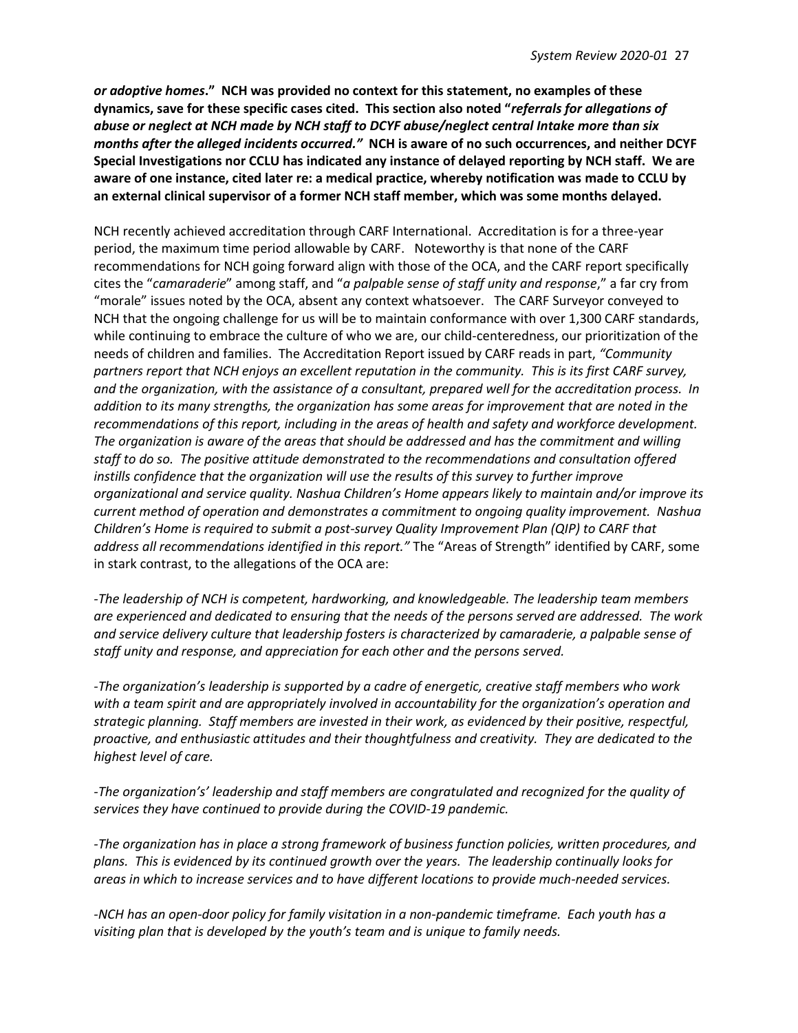***or adoptive homes*."  NCH was provided no context for this statement, no examples of these dynamics, save for these specific cases cited.  This section also noted "*referrals for allegations of abuse or neglect at NCH made by NCH staff to DCYF abuse/neglect central Intake more than six months after the alleged incidents occurred.*"  NCH is aware of no such occurrences, and neither DCYF Special Investigations nor CCLU has indicated any instance of delayed reporting by NCH staff.  We are aware of one instance, cited later re: a medical practice, whereby notification was made to CCLU by an external clinical supervisor of a former NCH staff member, which was some months delayed.**

NCH recently achieved accreditation through CARF International.  Accreditation is for a three-year period, the maximum time period allowable by CARF.   Noteworthy is that none of the CARF recommendations for NCH going forward align with those of the OCA, and the CARF report specifically cites the "*camaraderie*" among staff, and "*a palpable sense of staff unity and response*," a far cry from "morale" issues noted by the OCA, absent any context whatsoever.   The CARF Surveyor conveyed to NCH that the ongoing challenge for us will be to maintain conformance with over 1,300 CARF standards, while continuing to embrace the culture of who we are, our child-centeredness, our prioritization of the needs of children and families.  The Accreditation Report issued by CARF reads in part, *"Community partners report that NCH enjoys an excellent reputation in the community.  This is its first CARF survey, and the organization, with the assistance of a consultant, prepared well for the accreditation process.  In addition to its many strengths, the organization has some areas for improvement that are noted in the recommendations of this report, including in the areas of health and safety and workforce development. The organization is aware of the areas that should be addressed and has the commitment and willing staff to do so.  The positive attitude demonstrated to the recommendations and consultation offered instills confidence that the organization will use the results of this survey to further improve organizational and service quality. Nashua Children's Home appears likely to maintain and/or improve its current method of operation and demonstrates a commitment to ongoing quality improvement.  Nashua Children's Home is required to submit a post-survey Quality Improvement Plan (QIP) to CARF that address all recommendations identified in this report."* The "Areas of Strength" identified by CARF, some in stark contrast, to the allegations of the OCA are:

*-The leadership of NCH is competent, hardworking, and knowledgeable. The leadership team members are experienced and dedicated to ensuring that the needs of the persons served are addressed.  The work and service delivery culture that leadership fosters is characterized by camaraderie, a palpable sense of staff unity and response, and appreciation for each other and the persons served.*

*-The organization's leadership is supported by a cadre of energetic, creative staff members who work with a team spirit and are appropriately involved in accountability for the organization's operation and strategic planning.  Staff members are invested in their work, as evidenced by their positive, respectful, proactive, and enthusiastic attitudes and their thoughtfulness and creativity.  They are dedicated to the highest level of care.*

*-The organization's' leadership and staff members are congratulated and recognized for the quality of services they have continued to provide during the COVID-19 pandemic.*

*-The organization has in place a strong framework of business function policies, written procedures, and plans.  This is evidenced by its continued growth over the years.  The leadership continually looks for areas in which to increase services and to have different locations to provide much-needed services.*

*-NCH has an open-door policy for family visitation in a non-pandemic timeframe.  Each youth has a visiting plan that is developed by the youth's team and is unique to family needs.*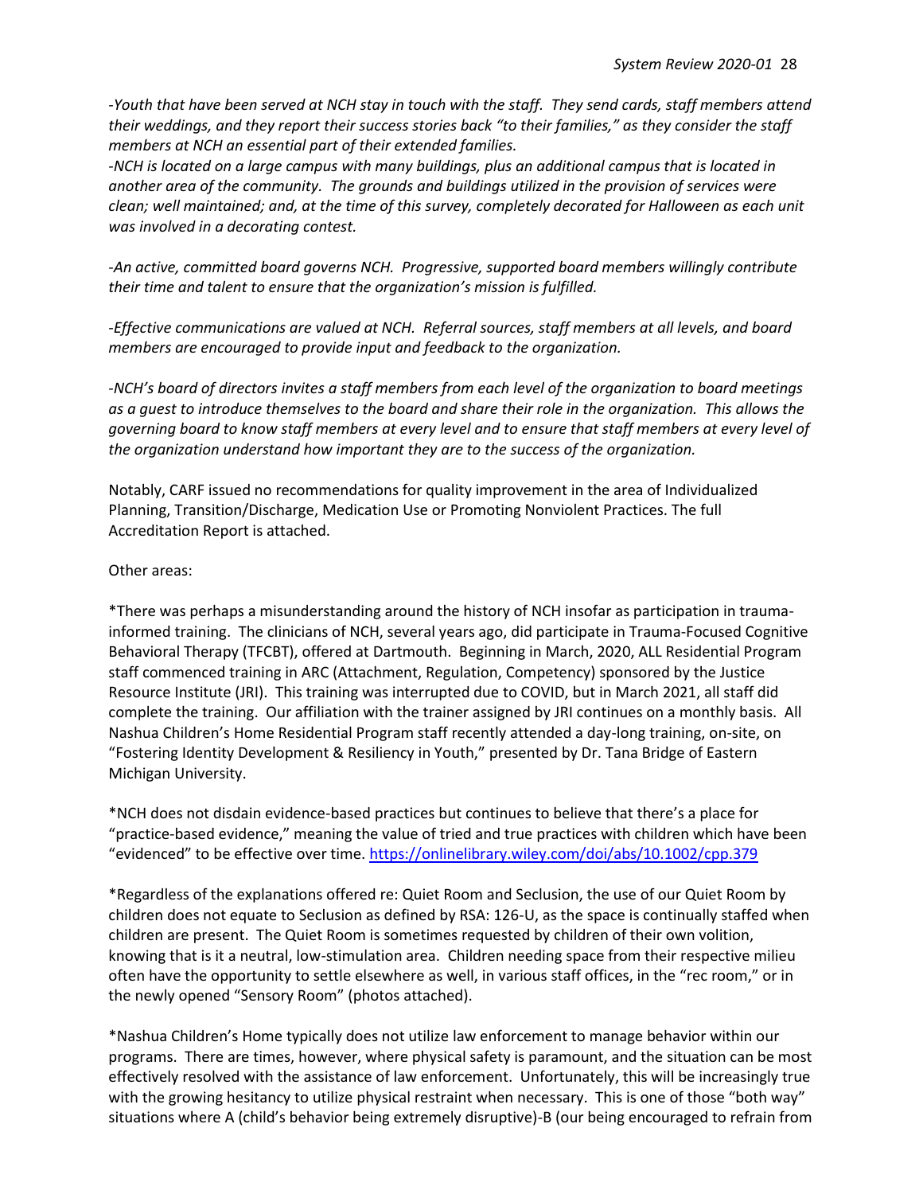*-Youth that have been served at NCH stay in touch with the staff. They send cards, staff members attend their weddings, and they report their success stories back "to their families," as they consider the staff members at NCH an essential part of their extended families.*
*-NCH is located on a large campus with many buildings, plus an additional campus that is located in another area of the community. The grounds and buildings utilized in the provision of services were clean; well maintained; and, at the time of this survey, completely decorated for Halloween as each unit was involved in a decorating contest.*

*-An active, committed board governs NCH. Progressive, supported board members willingly contribute their time and talent to ensure that the organization's mission is fulfilled.*

*-Effective communications are valued at NCH. Referral sources, staff members at all levels, and board members are encouraged to provide input and feedback to the organization.*

*-NCH's board of directors invites a staff members from each level of the organization to board meetings as a guest to introduce themselves to the board and share their role in the organization. This allows the governing board to know staff members at every level and to ensure that staff members at every level of the organization understand how important they are to the success of the organization.*

Notably, CARF issued no recommendations for quality improvement in the area of Individualized Planning, Transition/Discharge, Medication Use or Promoting Nonviolent Practices. The full Accreditation Report is attached.

Other areas:

*There was perhaps a misunderstanding around the history of NCH insofar as participation in trauma-informed training. The clinicians of NCH, several years ago, did participate in Trauma-Focused Cognitive Behavioral Therapy (TFCBT), offered at Dartmouth. Beginning in March, 2020, ALL Residential Program staff commenced training in ARC (Attachment, Regulation, Competency) sponsored by the Justice Resource Institute (JRI). This training was interrupted due to COVID, but in March 2021, all staff did complete the training. Our affiliation with the trainer assigned by JRI continues on a monthly basis. All Nashua Children's Home Residential Program staff recently attended a day-long training, on-site, on "Fostering Identity Development & Resiliency in Youth," presented by Dr. Tana Bridge of Eastern Michigan University.

*NCH does not disdain evidence-based practices but continues to believe that there's a place for "practice-based evidence," meaning the value of tried and true practices with children which have been "evidenced" to be effective over time. https://onlinelibrary.wiley.com/doi/abs/10.1002/cpp.379

*Regardless of the explanations offered re: Quiet Room and Seclusion, the use of our Quiet Room by children does not equate to Seclusion as defined by RSA: 126-U, as the space is continually staffed when children are present. The Quiet Room is sometimes requested by children of their own volition, knowing that is it a neutral, low-stimulation area. Children needing space from their respective milieu often have the opportunity to settle elsewhere as well, in various staff offices, in the "rec room," or in the newly opened "Sensory Room" (photos attached).

*Nashua Children's Home typically does not utilize law enforcement to manage behavior within our programs. There are times, however, where physical safety is paramount, and the situation can be most effectively resolved with the assistance of law enforcement. Unfortunately, this will be increasingly true with the growing hesitancy to utilize physical restraint when necessary. This is one of those "both way" situations where A (child's behavior being extremely disruptive)-B (our being encouraged to refrain from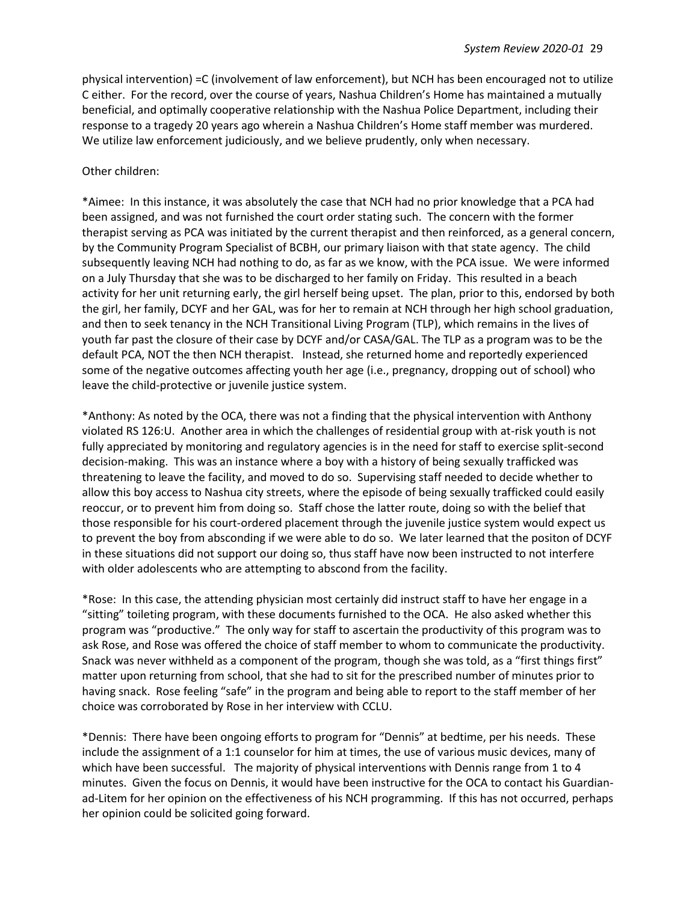physical intervention) =C (involvement of law enforcement), but NCH has been encouraged not to utilize C either. For the record, over the course of years, Nashua Children's Home has maintained a mutually beneficial, and optimally cooperative relationship with the Nashua Police Department, including their response to a tragedy 20 years ago wherein a Nashua Children's Home staff member was murdered. We utilize law enforcement judiciously, and we believe prudently, only when necessary.

Other children:

*Aimee: In this instance, it was absolutely the case that NCH had no prior knowledge that a PCA had been assigned, and was not furnished the court order stating such. The concern with the former therapist serving as PCA was initiated by the current therapist and then reinforced, as a general concern, by the Community Program Specialist of BCBH, our primary liaison with that state agency. The child subsequently leaving NCH had nothing to do, as far as we know, with the PCA issue. We were informed on a July Thursday that she was to be discharged to her family on Friday. This resulted in a beach activity for her unit returning early, the girl herself being upset. The plan, prior to this, endorsed by both the girl, her family, DCYF and her GAL, was for her to remain at NCH through her high school graduation, and then to seek tenancy in the NCH Transitional Living Program (TLP), which remains in the lives of youth far past the closure of their case by DCYF and/or CASA/GAL. The TLP as a program was to be the default PCA, NOT the then NCH therapist. Instead, she returned home and reportedly experienced some of the negative outcomes affecting youth her age (i.e., pregnancy, dropping out of school) who leave the child-protective or juvenile justice system.

*Anthony: As noted by the OCA, there was not a finding that the physical intervention with Anthony violated RS 126:U. Another area in which the challenges of residential group with at-risk youth is not fully appreciated by monitoring and regulatory agencies is in the need for staff to exercise split-second decision-making. This was an instance where a boy with a history of being sexually trafficked was threatening to leave the facility, and moved to do so. Supervising staff needed to decide whether to allow this boy access to Nashua city streets, where the episode of being sexually trafficked could easily reoccur, or to prevent him from doing so. Staff chose the latter route, doing so with the belief that those responsible for his court-ordered placement through the juvenile justice system would expect us to prevent the boy from absconding if we were able to do so. We later learned that the positon of DCYF in these situations did not support our doing so, thus staff have now been instructed to not interfere with older adolescents who are attempting to abscond from the facility.

*Rose: In this case, the attending physician most certainly did instruct staff to have her engage in a "sitting" toileting program, with these documents furnished to the OCA. He also asked whether this program was "productive." The only way for staff to ascertain the productivity of this program was to ask Rose, and Rose was offered the choice of staff member to whom to communicate the productivity. Snack was never withheld as a component of the program, though she was told, as a "first things first" matter upon returning from school, that she had to sit for the prescribed number of minutes prior to having snack. Rose feeling "safe" in the program and being able to report to the staff member of her choice was corroborated by Rose in her interview with CCLU.

*Dennis: There have been ongoing efforts to program for "Dennis" at bedtime, per his needs. These include the assignment of a 1:1 counselor for him at times, the use of various music devices, many of which have been successful. The majority of physical interventions with Dennis range from 1 to 4 minutes. Given the focus on Dennis, it would have been instructive for the OCA to contact his Guardian-ad-Litem for her opinion on the effectiveness of his NCH programming. If this has not occurred, perhaps her opinion could be solicited going forward.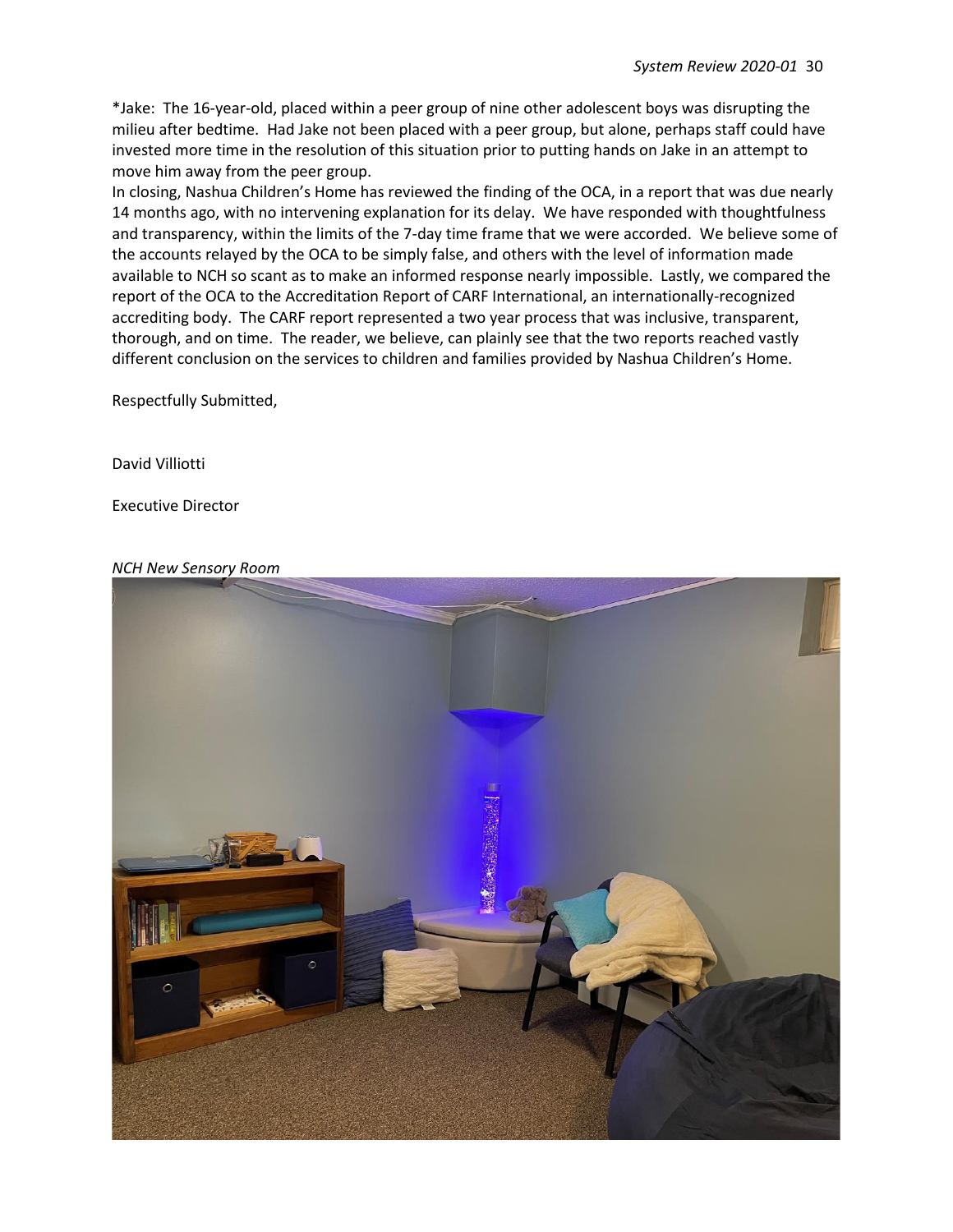*Jake: The 16-year-old, placed within a peer group of nine other adolescent boys was disrupting the milieu after bedtime. Had Jake not been placed with a peer group, but alone, perhaps staff could have invested more time in the resolution of this situation prior to putting hands on Jake in an attempt to move him away from the peer group.

In closing, Nashua Children's Home has reviewed the finding of the OCA, in a report that was due nearly 14 months ago, with no intervening explanation for its delay. We have responded with thoughtfulness and transparency, within the limits of the 7-day time frame that we were accorded. We believe some of the accounts relayed by the OCA to be simply false, and others with the level of information made available to NCH so scant as to make an informed response nearly impossible. Lastly, we compared the report of the OCA to the Accreditation Report of CARF International, an internationally-recognized accrediting body. The CARF report represented a two year process that was inclusive, transparent, thorough, and on time. The reader, we believe, can plainly see that the two reports reached vastly different conclusion on the services to children and families provided by Nashua Children's Home.

Respectfully Submitted,

David Villiotti

Executive Director

*NCH New Sensory Room*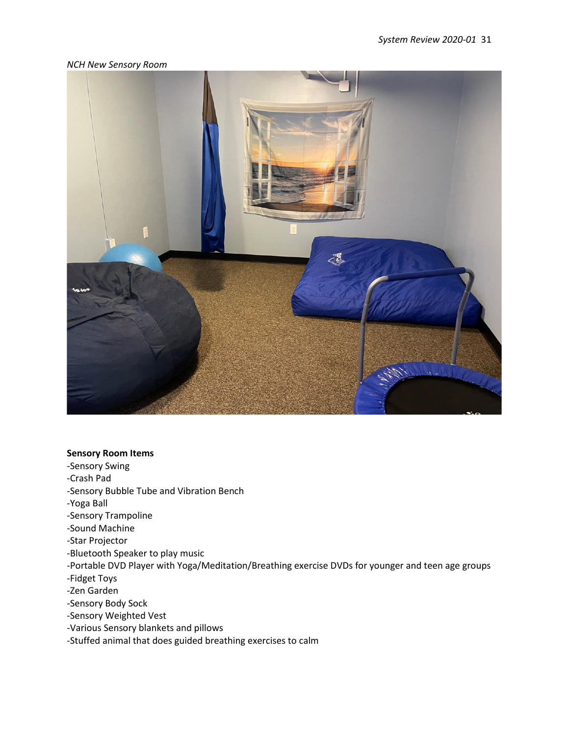*NCH New Sensory Room*

**Sensory Room Items**

-Sensory Swing
-Crash Pad
-Sensory Bubble Tube and Vibration Bench
-Yoga Ball
-Sensory Trampoline
-Sound Machine
-Star Projector
-Bluetooth Speaker to play music
-Portable DVD Player with Yoga/Meditation/Breathing exercise DVDs for younger and teen age groups
-Fidget Toys
-Zen Garden
-Sensory Body Sock
-Sensory Weighted Vest
-Various Sensory blankets and pillows
-Stuffed animal that does guided breathing exercises to calm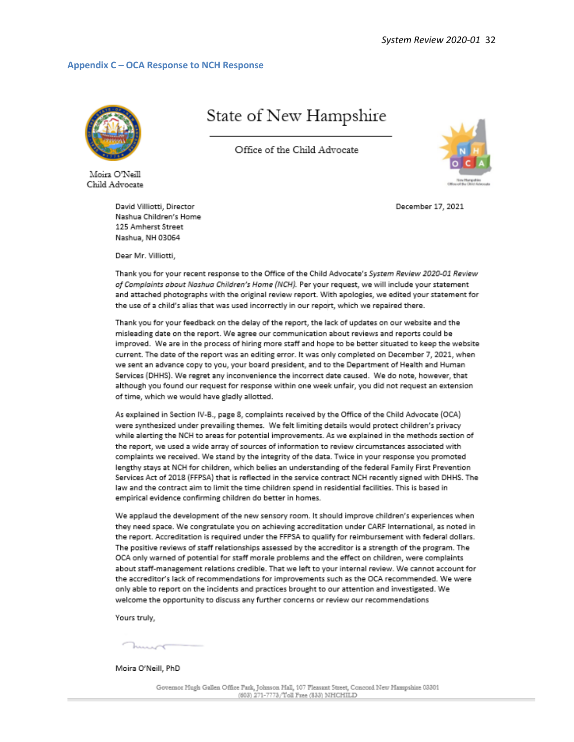## Appendix C – OCA Response to NCH Response

State of New Hampshire

Office of the Child Advocate

Moira O'Neill
Child Advocate

David Villiotti, Director
Nashua Children's Home
125 Amherst Street
Nashua, NH 03064

December 17, 2021

Dear Mr. Villiotti,

Thank you for your recent response to the Office of the Child Advocate's *System Review 2020-01 Review of Complaints about Nashua Children's Home (NCH)*. Per your request, we will include your statement and attached photographs with the original review report. With apologies, we edited your statement for the use of a child's alias that was used incorrectly in our report, which we repaired there.

Thank you for your feedback on the delay of the report, the lack of updates on our website and the misleading date on the report. We agree our communication about reviews and reports could be improved. We are in the process of hiring more staff and hope to be better situated to keep the website current. The date of the report was an editing error. It was only completed on December 7, 2021, when we sent an advance copy to you, your board president, and to the Department of Health and Human Services (DHHS). We regret any inconvenience the incorrect date caused. We do note, however, that although you found our request for response within one week unfair, you did not request an extension of time, which we would have gladly allotted.

As explained in Section IV-B., page 8, complaints received by the Office of the Child Advocate (OCA) were synthesized under prevailing themes. We felt limiting details would protect children's privacy while alerting the NCH to areas for potential improvements. As we explained in the methods section of the report, we used a wide array of sources of information to review circumstances associated with complaints we received. We stand by the integrity of the data. Twice in your response you promoted lengthy stays at NCH for children, which belies an understanding of the federal Family First Prevention Services Act of 2018 (FFPSA) that is reflected in the service contract NCH recently signed with DHHS. The law and the contract aim to limit the time children spend in residential facilities. This is based in empirical evidence confirming children do better in homes.

We applaud the development of the new sensory room. It should improve children's experiences when they need space. We congratulate you on achieving accreditation under CARF International, as noted in the report. Accreditation is required under the FFPSA to qualify for reimbursement with federal dollars. The positive reviews of staff relationships assessed by the accreditor is a strength of the program. The OCA only warned of potential for staff morale problems and the effect on children, were complaints about staff-management relations credible. That we left to your internal review. We cannot account for the accreditor's lack of recommendations for improvements such as the OCA recommended. We were only able to report on the incidents and practices brought to our attention and investigated. We welcome the opportunity to discuss any further concerns or review our recommendations

Yours truly,

Moira O'Neill, PhD

Governor Hugh Gallen Office Park, Johnson Hall, 107 Pleasant Street, Concord New Hampshire 03301
(603) 271-7773/Toll Free (833) NHCHILD